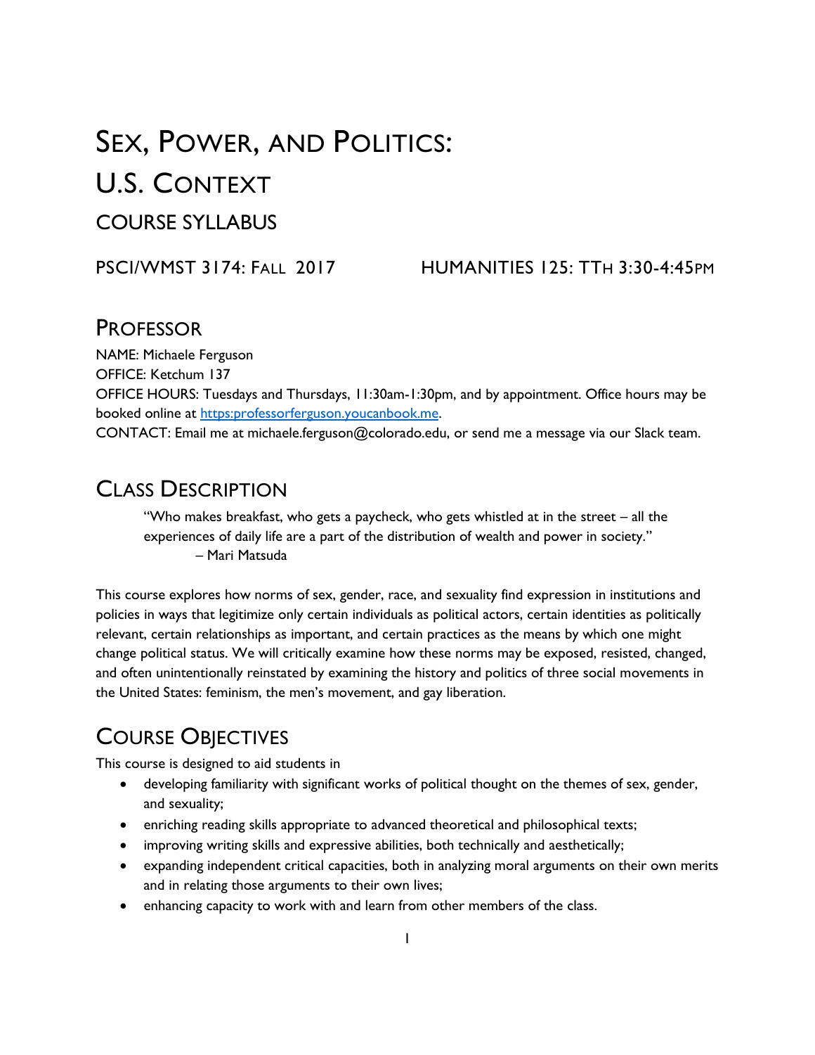# Sex, Power, and Politics: U.S. Context

## Course Syllabus

PSCI/WMST 3174: Fall 2017 HUMANITIES 125: TTh 3:30-4:45pm

## Professor

NAME: Michaele Ferguson
OFFICE: Ketchum 137
OFFICE HOURS: Tuesdays and Thursdays, 11:30am-1:30pm, and by appointment. Office hours may be booked online at [https:professorferguson.youcanbook.me](https:professorferguson.youcanbook.me).
CONTACT: Email me at michaele.ferguson@colorado.edu, or send me a message via our Slack team.

## Class Description

> "Who makes breakfast, who gets a paycheck, who gets whistled at in the street – all the experiences of daily life are a part of the distribution of wealth and power in society."
> – Mari Matsuda

This course explores how norms of sex, gender, race, and sexuality find expression in institutions and policies in ways that legitimize only certain individuals as political actors, certain identities as politically relevant, certain relationships as important, and certain practices as the means by which one might change political status. We will critically examine how these norms may be exposed, resisted, changed, and often unintentionally reinstated by examining the history and politics of three social movements in the United States: feminism, the men's movement, and gay liberation.

## Course Objectives

This course is designed to aid students in

- developing familiarity with significant works of political thought on the themes of sex, gender, and sexuality;
- enriching reading skills appropriate to advanced theoretical and philosophical texts;
- improving writing skills and expressive abilities, both technically and aesthetically;
- expanding independent critical capacities, both in analyzing moral arguments on their own merits and in relating those arguments to their own lives;
- enhancing capacity to work with and learn from other members of the class.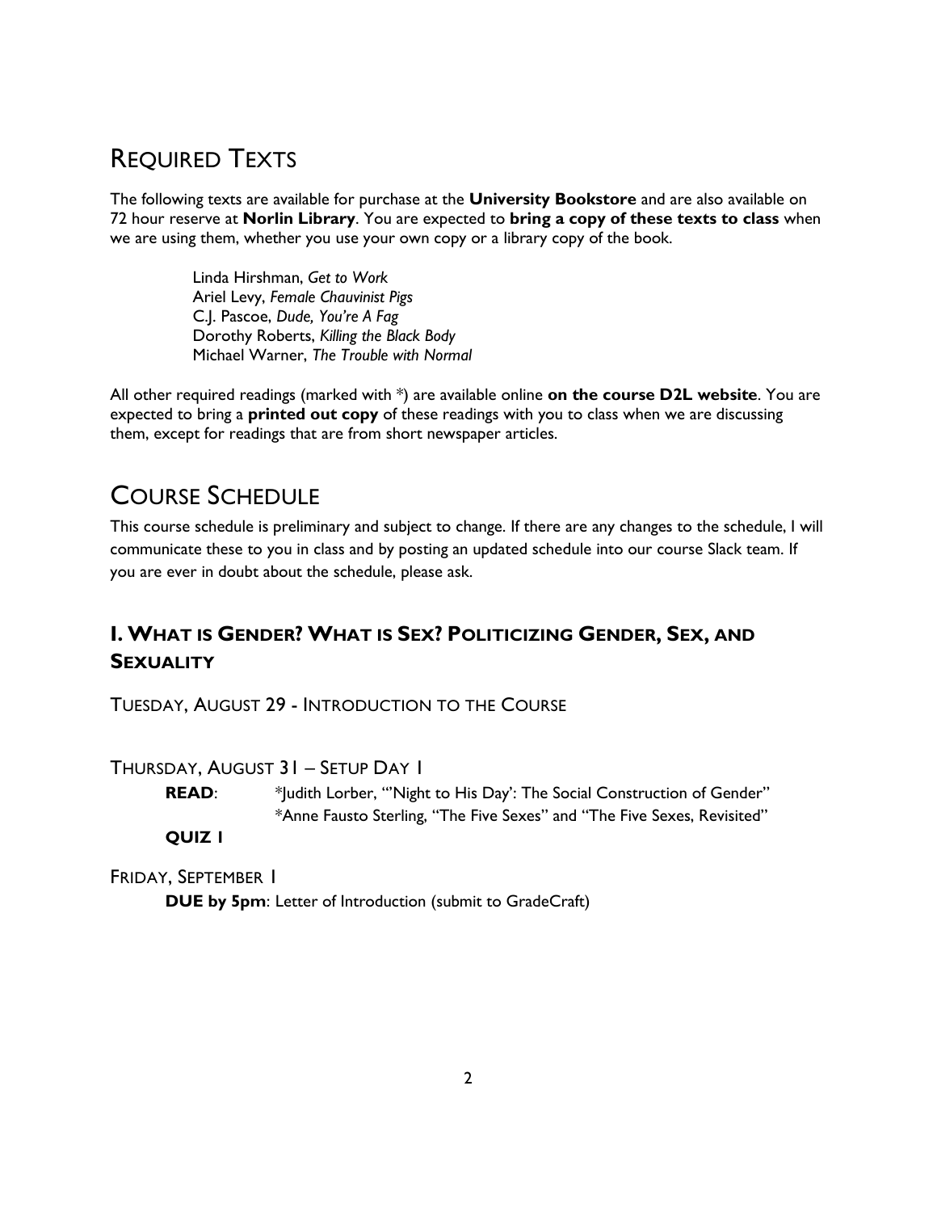## REQUIRED TEXTS

The following texts are available for purchase at the **University Bookstore** and are also available on 72 hour reserve at **Norlin Library**. You are expected to **bring a copy of these texts to class** when we are using them, whether you use your own copy or a library copy of the book.

Linda Hirshman, *Get to Work*
Ariel Levy, *Female Chauvinist Pigs*
C.J. Pascoe, *Dude, You're A Fag*
Dorothy Roberts, *Killing the Black Body*
Michael Warner, *The Trouble with Normal*

All other required readings (marked with *) are available online **on the course D2L website**. You are expected to bring a **printed out copy** of these readings with you to class when we are discussing them, except for readings that are from short newspaper articles.

## COURSE SCHEDULE

This course schedule is preliminary and subject to change. If there are any changes to the schedule, I will communicate these to you in class and by posting an updated schedule into our course Slack team. If you are ever in doubt about the schedule, please ask.

### I. WHAT IS GENDER? WHAT IS SEX? POLITICIZING GENDER, SEX, AND SEXUALITY

TUESDAY, AUGUST 29 - INTRODUCTION TO THE COURSE

THURSDAY, AUGUST 31 – SETUP DAY 1

**READ**: *Judith Lorber, "'Night to His Day': The Social Construction of Gender"
*Anne Fausto Sterling, "The Five Sexes" and "The Five Sexes, Revisited"

**QUIZ 1**

FRIDAY, SEPTEMBER 1

**DUE by 5pm**: Letter of Introduction (submit to GradeCraft)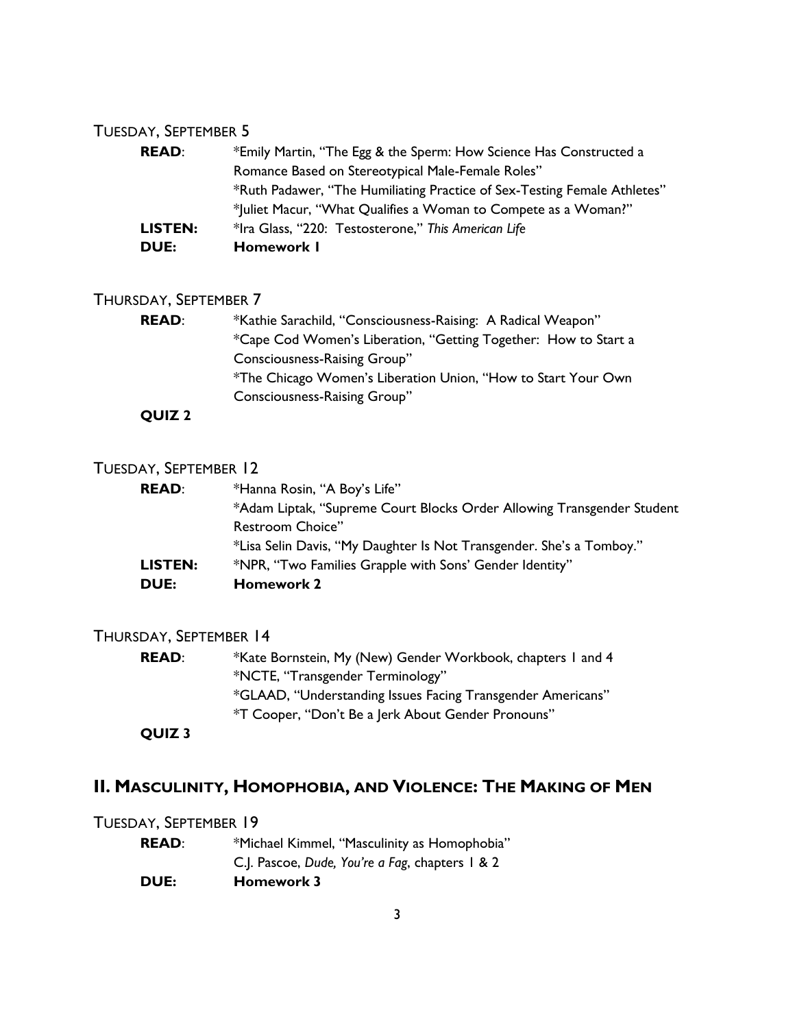TUESDAY, SEPTEMBER 5

**READ**: *Emily Martin, "The Egg & the Sperm: How Science Has Constructed a Romance Based on Stereotypical Male-Female Roles"
*Ruth Padawer, "The Humiliating Practice of Sex-Testing Female Athletes"
*Juliet Macur, "What Qualifies a Woman to Compete as a Woman?"

**LISTEN:** *Ira Glass, "220: Testosterone," *This American Life*

**DUE:** **Homework 1**

THURSDAY, SEPTEMBER 7

**READ**: *Kathie Sarachild, "Consciousness-Raising: A Radical Weapon"
*Cape Cod Women's Liberation, "Getting Together: How to Start a Consciousness-Raising Group"
*The Chicago Women's Liberation Union, "How to Start Your Own Consciousness-Raising Group"

**QUIZ 2**

TUESDAY, SEPTEMBER 12

**READ**: *Hanna Rosin, "A Boy's Life"
*Adam Liptak, "Supreme Court Blocks Order Allowing Transgender Student Restroom Choice"
*Lisa Selin Davis, "My Daughter Is Not Transgender. She's a Tomboy."

**LISTEN:** *NPR, "Two Families Grapple with Sons' Gender Identity"

**DUE:** **Homework 2**

THURSDAY, SEPTEMBER 14

**READ**: *Kate Bornstein, My (New) Gender Workbook, chapters 1 and 4
*NCTE, "Transgender Terminology"
*GLAAD, "Understanding Issues Facing Transgender Americans"
*T Cooper, "Don't Be a Jerk About Gender Pronouns"

**QUIZ 3**

## II. MASCULINITY, HOMOPHOBIA, AND VIOLENCE: THE MAKING OF MEN

TUESDAY, SEPTEMBER 19

**READ**: *Michael Kimmel, "Masculinity as Homophobia"
C.J. Pascoe, *Dude, You're a Fag*, chapters 1 & 2

**DUE:** **Homework 3**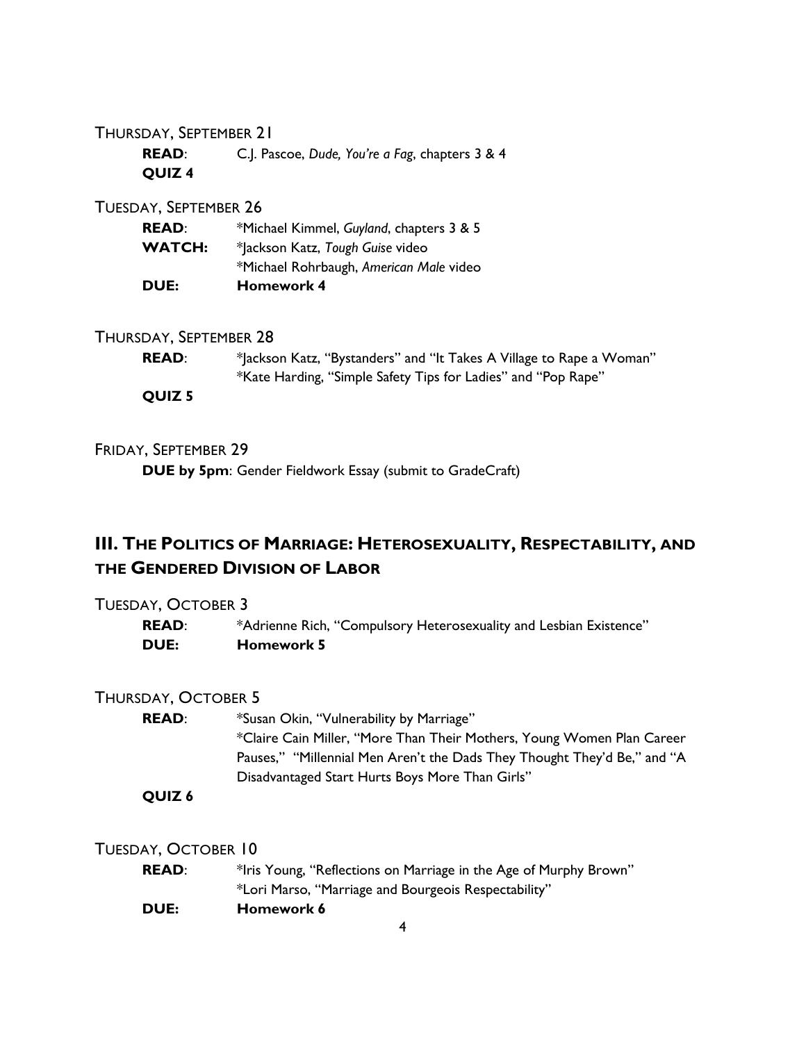THURSDAY, SEPTEMBER 21

**READ**: C.J. Pascoe, *Dude, You're a Fag*, chapters 3 & 4

**QUIZ 4**

TUESDAY, SEPTEMBER 26

**READ**: *Michael Kimmel, *Guyland*, chapters 3 & 5

**WATCH:** *Jackson Katz, *Tough Guise* video

*Michael Rohrbaugh, *American Male* video

**DUE:** **Homework 4**

THURSDAY, SEPTEMBER 28

**READ**: *Jackson Katz, "Bystanders" and "It Takes A Village to Rape a Woman"

*Kate Harding, "Simple Safety Tips for Ladies" and "Pop Rape"

**QUIZ 5**

FRIDAY, SEPTEMBER 29

**DUE by 5pm**: Gender Fieldwork Essay (submit to GradeCraft)

## III. THE POLITICS OF MARRIAGE: HETEROSEXUALITY, RESPECTABILITY, AND THE GENDERED DIVISION OF LABOR

TUESDAY, OCTOBER 3

**READ**: *Adrienne Rich, "Compulsory Heterosexuality and Lesbian Existence"

**DUE:** **Homework 5**

THURSDAY, OCTOBER 5

**READ**: *Susan Okin, "Vulnerability by Marriage"

*Claire Cain Miller, "More Than Their Mothers, Young Women Plan Career Pauses," "Millennial Men Aren't the Dads They Thought They'd Be," and "A Disadvantaged Start Hurts Boys More Than Girls"

**QUIZ 6**

TUESDAY, OCTOBER 10

**READ**: *Iris Young, "Reflections on Marriage in the Age of Murphy Brown"

*Lori Marso, "Marriage and Bourgeois Respectability"

**DUE:** **Homework 6**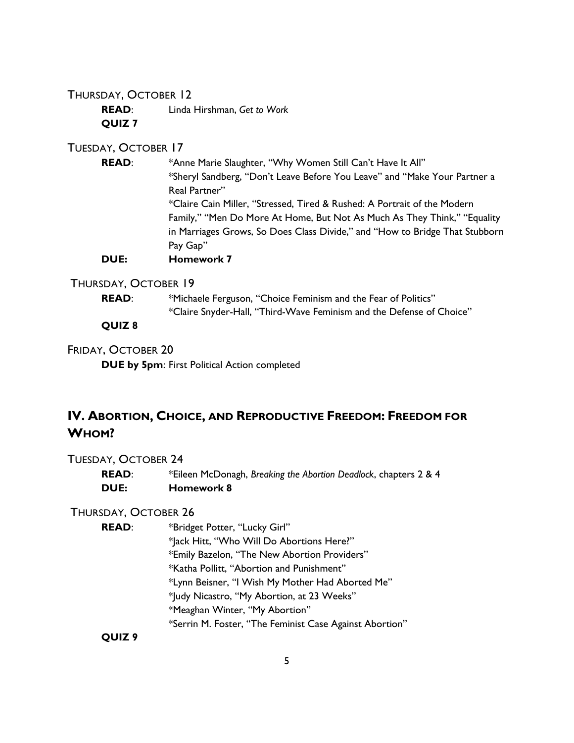THURSDAY, OCTOBER 12

**READ**: Linda Hirshman, *Get to Work*

**QUIZ 7**

TUESDAY, OCTOBER 17

**READ**: *Anne Marie Slaughter, "Why Women Still Can't Have It All"
*Sheryl Sandberg, "Don't Leave Before You Leave" and "Make Your Partner a Real Partner"
*Claire Cain Miller, "Stressed, Tired & Rushed: A Portrait of the Modern Family," "Men Do More At Home, But Not As Much As They Think," "Equality in Marriages Grows, So Does Class Divide," and "How to Bridge That Stubborn Pay Gap"

**DUE: Homework 7**

THURSDAY, OCTOBER 19

**READ**: *Michaele Ferguson, "Choice Feminism and the Fear of Politics"
*Claire Snyder-Hall, "Third-Wave Feminism and the Defense of Choice"

**QUIZ 8**

FRIDAY, OCTOBER 20

**DUE by 5pm**: First Political Action completed

## IV. ABORTION, CHOICE, AND REPRODUCTIVE FREEDOM: FREEDOM FOR WHOM?

TUESDAY, OCTOBER 24

**READ**: *Eileen McDonagh, *Breaking the Abortion Deadlock*, chapters 2 & 4

**DUE: Homework 8**

THURSDAY, OCTOBER 26

**READ**: *Bridget Potter, "Lucky Girl"
*Jack Hitt, "Who Will Do Abortions Here?"
*Emily Bazelon, "The New Abortion Providers"
*Katha Pollitt, "Abortion and Punishment"
*Lynn Beisner, "I Wish My Mother Had Aborted Me"
*Judy Nicastro, "My Abortion, at 23 Weeks"
*Meaghan Winter, "My Abortion"
*Serrin M. Foster, "The Feminist Case Against Abortion"

**QUIZ 9**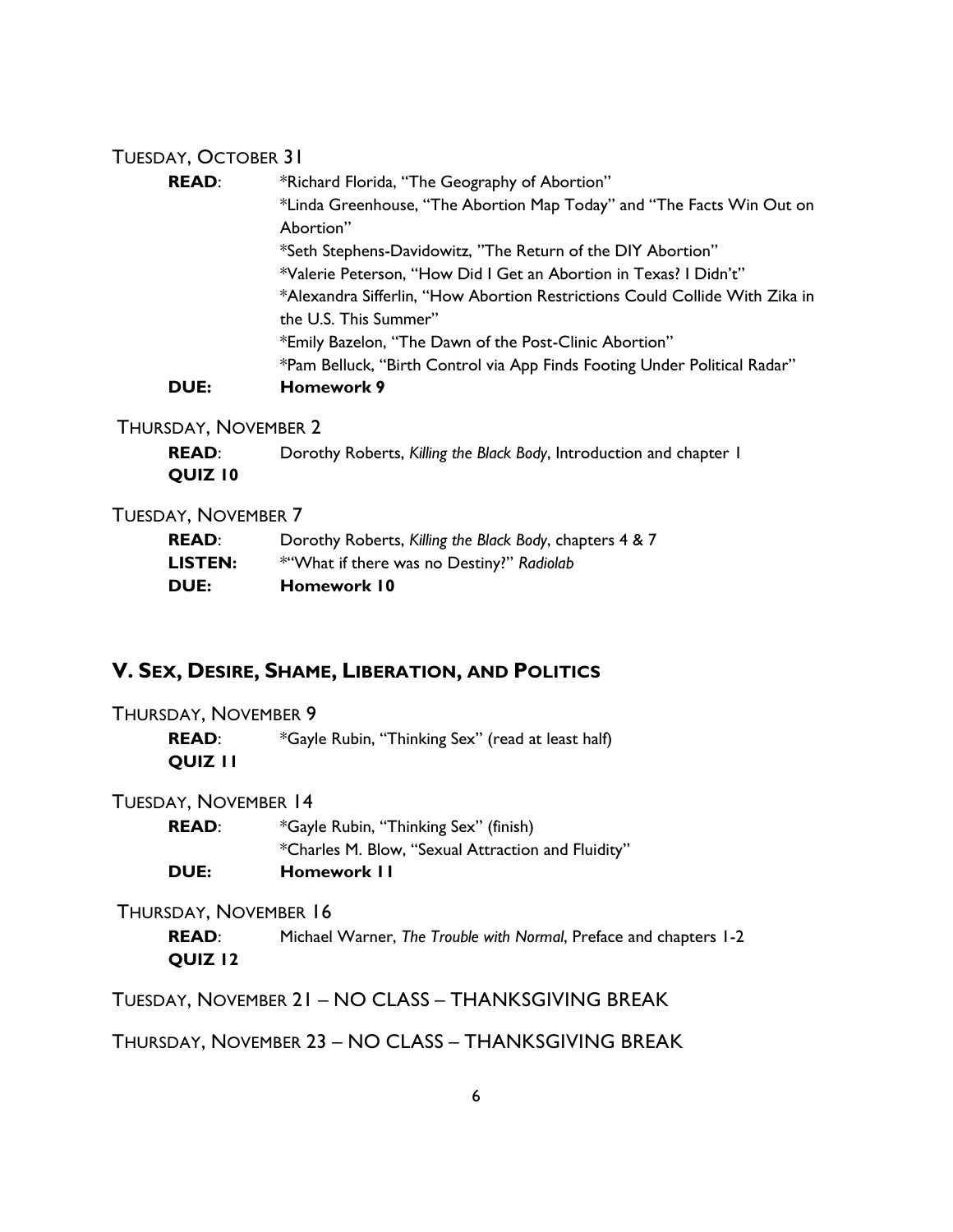TUESDAY, OCTOBER 31

**READ**: *Richard Florida, "The Geography of Abortion"
*Linda Greenhouse, "The Abortion Map Today" and "The Facts Win Out on Abortion"
*Seth Stephens-Davidowitz, "The Return of the DIY Abortion"
*Valerie Peterson, "How Did I Get an Abortion in Texas? I Didn't"
*Alexandra Sifferlin, "How Abortion Restrictions Could Collide With Zika in the U.S. This Summer"
*Emily Bazelon, "The Dawn of the Post-Clinic Abortion"
*Pam Belluck, "Birth Control via App Finds Footing Under Political Radar"

**DUE:** **Homework 9**

THURSDAY, NOVEMBER 2

**READ**: Dorothy Roberts, *Killing the Black Body*, Introduction and chapter 1

**QUIZ 10**

TUESDAY, NOVEMBER 7

**READ**: Dorothy Roberts, *Killing the Black Body*, chapters 4 & 7

**LISTEN:** *"What if there was no Destiny?" *Radiolab*

**DUE:** **Homework 10**

## V. SEX, DESIRE, SHAME, LIBERATION, AND POLITICS

THURSDAY, NOVEMBER 9

**READ**: *Gayle Rubin, "Thinking Sex" (read at least half)

**QUIZ 11**

TUESDAY, NOVEMBER 14

**READ**: *Gayle Rubin, "Thinking Sex" (finish)
*Charles M. Blow, "Sexual Attraction and Fluidity"

**DUE:** **Homework 11**

THURSDAY, NOVEMBER 16

**READ**: Michael Warner, *The Trouble with Normal*, Preface and chapters 1-2

**QUIZ 12**

TUESDAY, NOVEMBER 21 – NO CLASS – THANKSGIVING BREAK

THURSDAY, NOVEMBER 23 – NO CLASS – THANKSGIVING BREAK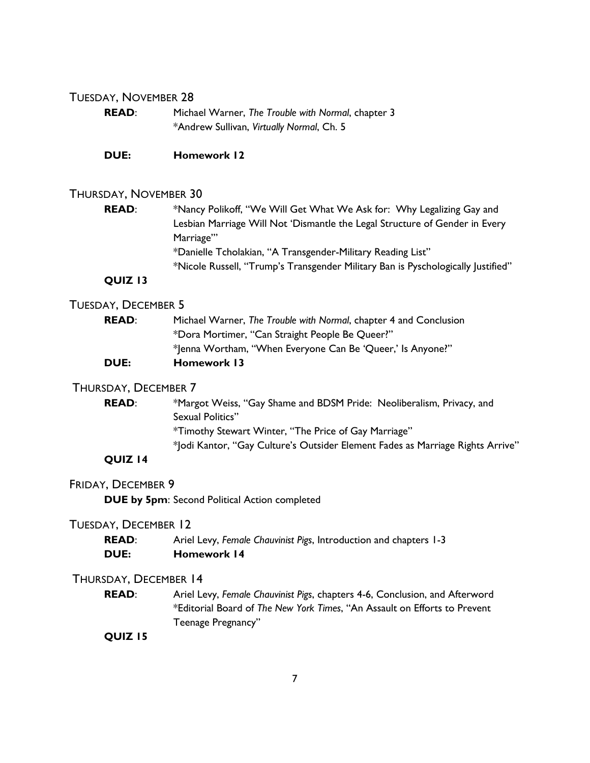### Tuesday, November 28

**READ**: Michael Warner, *The Trouble with Normal*, chapter 3
*Andrew Sullivan, *Virtually Normal*, Ch. 5

**DUE: Homework 12**

### Thursday, November 30

**READ**: *Nancy Polikoff, "We Will Get What We Ask for: Why Legalizing Gay and Lesbian Marriage Will Not 'Dismantle the Legal Structure of Gender in Every Marriage'"
*Danielle Tcholakian, "A Transgender-Military Reading List"
*Nicole Russell, "Trump's Transgender Military Ban is Pyschologically Justified"

**QUIZ 13**

### Tuesday, December 5

**READ**: Michael Warner, *The Trouble with Normal*, chapter 4 and Conclusion
*Dora Mortimer, "Can Straight People Be Queer?"
*Jenna Wortham, "When Everyone Can Be 'Queer,' Is Anyone?"

**DUE: Homework 13**

### Thursday, December 7

**READ**: *Margot Weiss, "Gay Shame and BDSM Pride: Neoliberalism, Privacy, and Sexual Politics"
*Timothy Stewart Winter, "The Price of Gay Marriage"
*Jodi Kantor, "Gay Culture's Outsider Element Fades as Marriage Rights Arrive"

**QUIZ 14**

### Friday, December 9

**DUE by 5pm**: Second Political Action completed

### Tuesday, December 12

**READ**: Ariel Levy, *Female Chauvinist Pigs*, Introduction and chapters 1-3

**DUE: Homework 14**

### Thursday, December 14

**READ**: Ariel Levy, *Female Chauvinist Pigs*, chapters 4-6, Conclusion, and Afterword
*Editorial Board of *The New York Times*, "An Assault on Efforts to Prevent Teenage Pregnancy"

**QUIZ 15**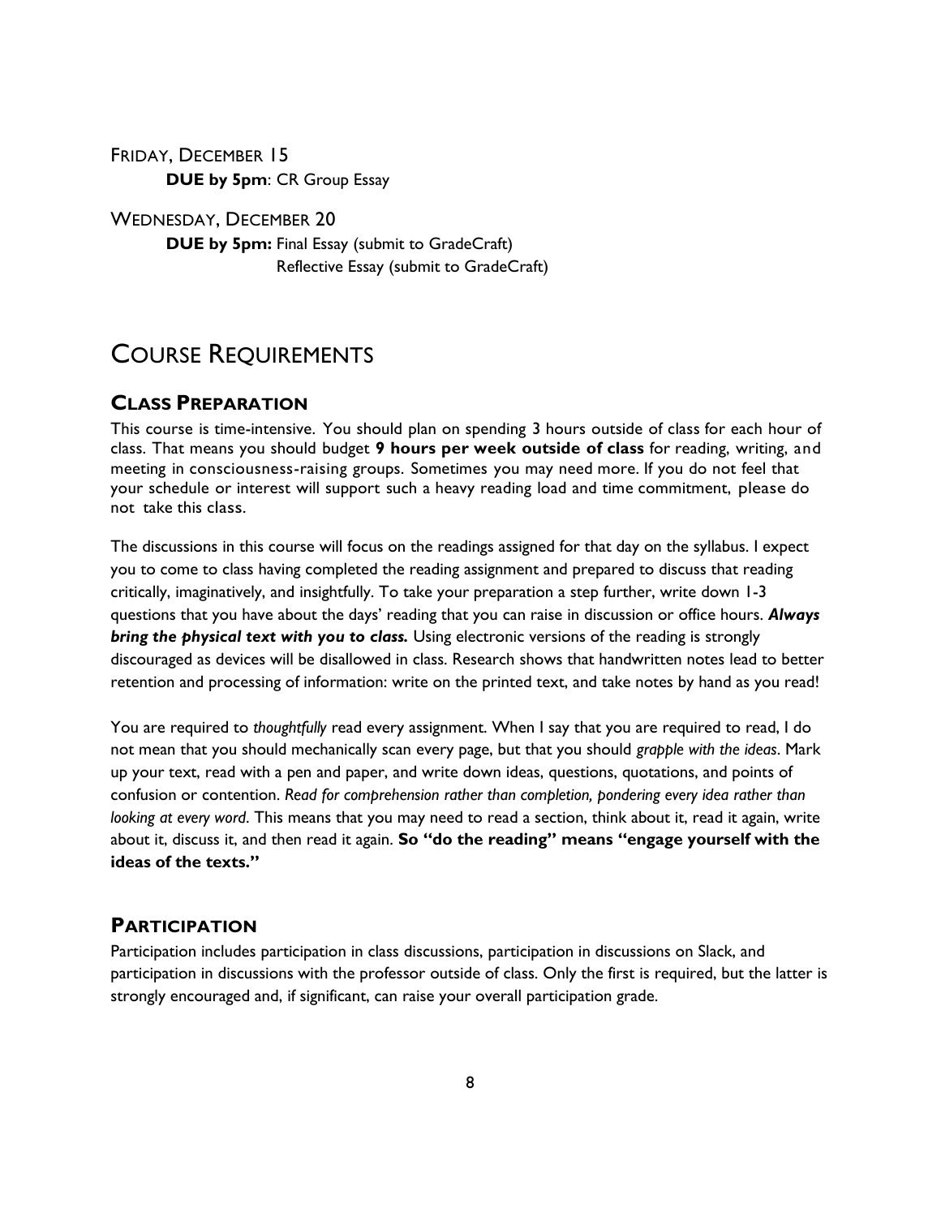FRIDAY, DECEMBER 15

**DUE by 5pm**: CR Group Essay

WEDNESDAY, DECEMBER 20

**DUE by 5pm:** Final Essay (submit to GradeCraft)
Reflective Essay (submit to GradeCraft)

# COURSE REQUIREMENTS

## CLASS PREPARATION

This course is time-intensive. You should plan on spending 3 hours outside of class for each hour of class. That means you should budget **9 hours per week outside of class** for reading, writing, and meeting in consciousness-raising groups. Sometimes you may need more. If you do not feel that your schedule or interest will support such a heavy reading load and time commitment, please do not take this class.

The discussions in this course will focus on the readings assigned for that day on the syllabus. I expect you to come to class having completed the reading assignment and prepared to discuss that reading critically, imaginatively, and insightfully. To take your preparation a step further, write down 1-3 questions that you have about the days' reading that you can raise in discussion or office hours. ***Always bring the physical text with you to class.*** Using electronic versions of the reading is strongly discouraged as devices will be disallowed in class. Research shows that handwritten notes lead to better retention and processing of information: write on the printed text, and take notes by hand as you read!

You are required to *thoughtfully* read every assignment. When I say that you are required to read, I do not mean that you should mechanically scan every page, but that you should *grapple with the ideas*. Mark up your text, read with a pen and paper, and write down ideas, questions, quotations, and points of confusion or contention. *Read for comprehension rather than completion, pondering every idea rather than looking at every word*. This means that you may need to read a section, think about it, read it again, write about it, discuss it, and then read it again. **So "do the reading" means "engage yourself with the ideas of the texts."**

## PARTICIPATION

Participation includes participation in class discussions, participation in discussions on Slack, and participation in discussions with the professor outside of class. Only the first is required, but the latter is strongly encouraged and, if significant, can raise your overall participation grade.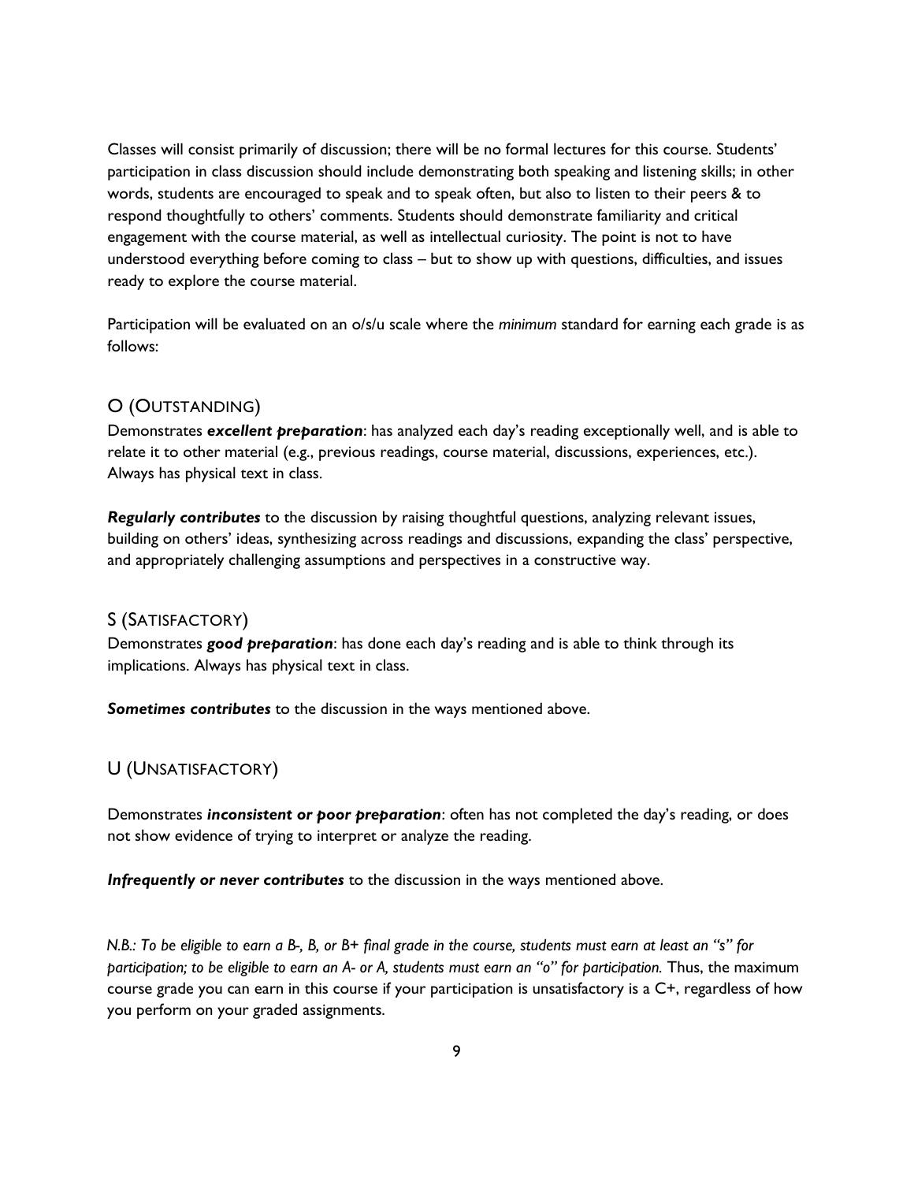Classes will consist primarily of discussion; there will be no formal lectures for this course. Students' participation in class discussion should include demonstrating both speaking and listening skills; in other words, students are encouraged to speak and to speak often, but also to listen to their peers & to respond thoughtfully to others' comments. Students should demonstrate familiarity and critical engagement with the course material, as well as intellectual curiosity. The point is not to have understood everything before coming to class – but to show up with questions, difficulties, and issues ready to explore the course material.

Participation will be evaluated on an o/s/u scale where the *minimum* standard for earning each grade is as follows:

## O (Outstanding)

Demonstrates ***excellent preparation***: has analyzed each day's reading exceptionally well, and is able to relate it to other material (e.g., previous readings, course material, discussions, experiences, etc.). Always has physical text in class.

***Regularly contributes*** to the discussion by raising thoughtful questions, analyzing relevant issues, building on others' ideas, synthesizing across readings and discussions, expanding the class' perspective, and appropriately challenging assumptions and perspectives in a constructive way.

## S (Satisfactory)

Demonstrates ***good preparation***: has done each day's reading and is able to think through its implications. Always has physical text in class.

***Sometimes contributes*** to the discussion in the ways mentioned above.

## U (Unsatisfactory)

Demonstrates ***inconsistent or poor preparation***: often has not completed the day's reading, or does not show evidence of trying to interpret or analyze the reading.

***Infrequently or never contributes*** to the discussion in the ways mentioned above.

*N.B.: To be eligible to earn a B-, B, or B+ final grade in the course, students must earn at least an "s" for participation; to be eligible to earn an A- or A, students must earn an "o" for participation.* Thus, the maximum course grade you can earn in this course if your participation is unsatisfactory is a C+, regardless of how you perform on your graded assignments.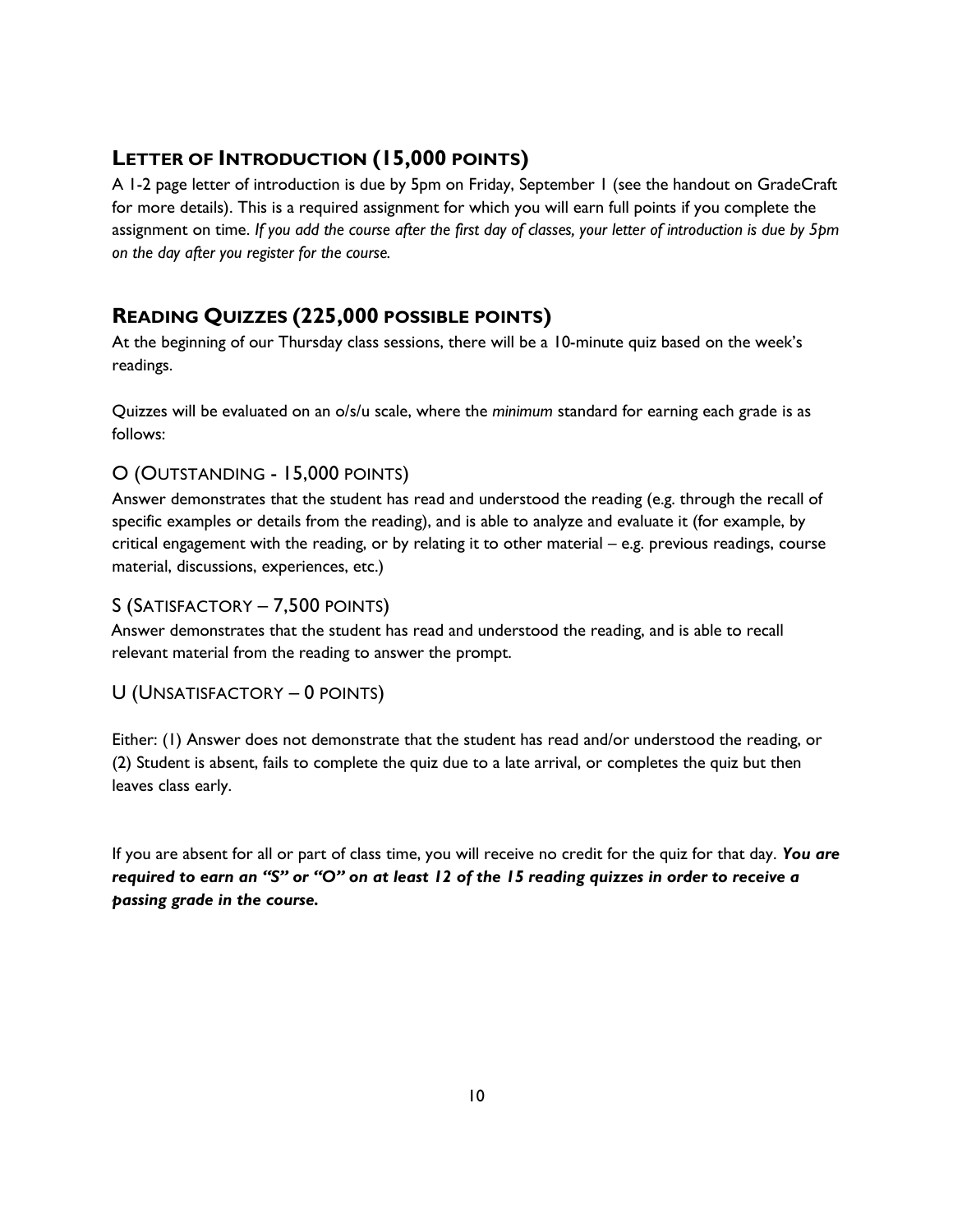## Letter of Introduction (15,000 points)

A 1-2 page letter of introduction is due by 5pm on Friday, September 1 (see the handout on GradeCraft for more details). This is a required assignment for which you will earn full points if you complete the assignment on time. *If you add the course after the first day of classes, your letter of introduction is due by 5pm on the day after you register for the course.*

## Reading Quizzes (225,000 possible points)

At the beginning of our Thursday class sessions, there will be a 10-minute quiz based on the week's readings.

Quizzes will be evaluated on an o/s/u scale, where the *minimum* standard for earning each grade is as follows:

### O (Outstanding - 15,000 points)

Answer demonstrates that the student has read and understood the reading (e.g. through the recall of specific examples or details from the reading), and is able to analyze and evaluate it (for example, by critical engagement with the reading, or by relating it to other material – e.g. previous readings, course material, discussions, experiences, etc.)

### S (Satisfactory – 7,500 points)

Answer demonstrates that the student has read and understood the reading, and is able to recall relevant material from the reading to answer the prompt.

### U (Unsatisfactory – 0 points)

Either: (1) Answer does not demonstrate that the student has read and/or understood the reading, or (2) Student is absent, fails to complete the quiz due to a late arrival, or completes the quiz but then leaves class early.

If you are absent for all or part of class time, you will receive no credit for the quiz for that day. ***You are required to earn an "S" or "O" on at least 12 of the 15 reading quizzes in order to receive a passing grade in the course.***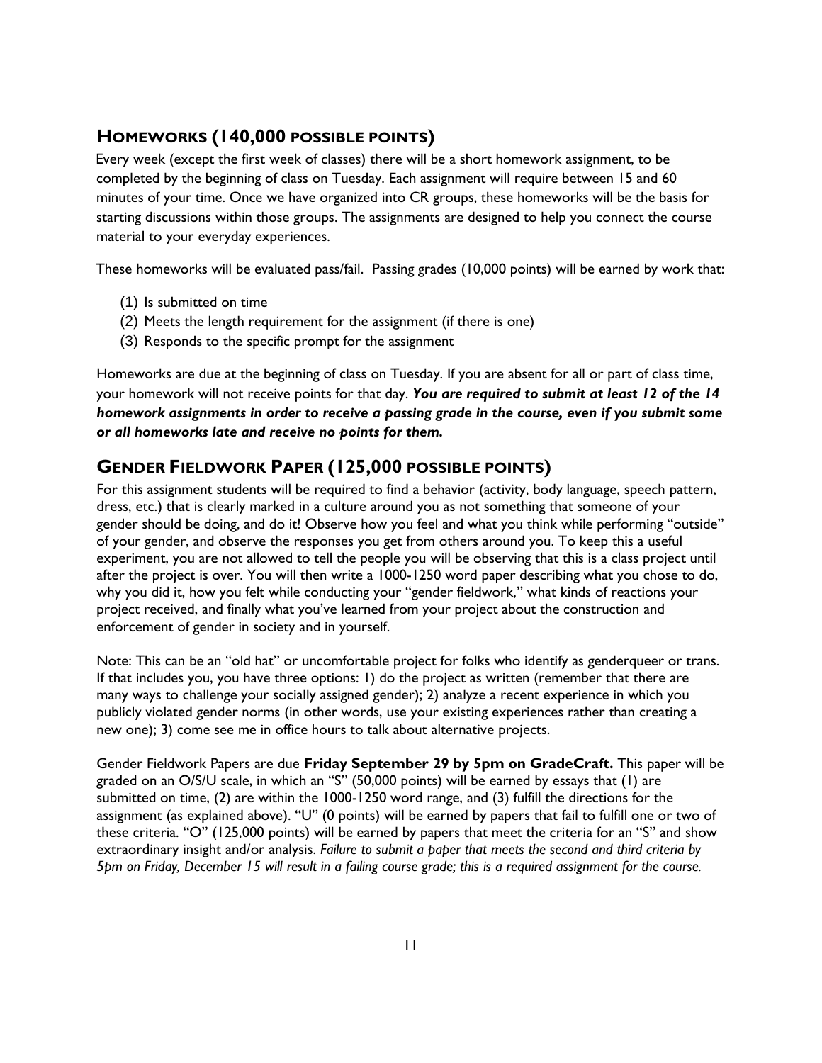## HOMEWORKS (140,000 POSSIBLE POINTS)

Every week (except the first week of classes) there will be a short homework assignment, to be completed by the beginning of class on Tuesday. Each assignment will require between 15 and 60 minutes of your time. Once we have organized into CR groups, these homeworks will be the basis for starting discussions within those groups. The assignments are designed to help you connect the course material to your everyday experiences.

These homeworks will be evaluated pass/fail. Passing grades (10,000 points) will be earned by work that:

(1) Is submitted on time
(2) Meets the length requirement for the assignment (if there is one)
(3) Responds to the specific prompt for the assignment

Homeworks are due at the beginning of class on Tuesday. If you are absent for all or part of class time, your homework will not receive points for that day. ***You are required to submit at least 12 of the 14 homework assignments in order to receive a passing grade in the course, even if you submit some or all homeworks late and receive no points for them.***

## GENDER FIELDWORK PAPER (125,000 POSSIBLE POINTS)

For this assignment students will be required to find a behavior (activity, body language, speech pattern, dress, etc.) that is clearly marked in a culture around you as not something that someone of your gender should be doing, and do it! Observe how you feel and what you think while performing "outside" of your gender, and observe the responses you get from others around you. To keep this a useful experiment, you are not allowed to tell the people you will be observing that this is a class project until after the project is over. You will then write a 1000-1250 word paper describing what you chose to do, why you did it, how you felt while conducting your "gender fieldwork," what kinds of reactions your project received, and finally what you've learned from your project about the construction and enforcement of gender in society and in yourself.

Note: This can be an "old hat" or uncomfortable project for folks who identify as genderqueer or trans. If that includes you, you have three options: 1) do the project as written (remember that there are many ways to challenge your socially assigned gender); 2) analyze a recent experience in which you publicly violated gender norms (in other words, use your existing experiences rather than creating a new one); 3) come see me in office hours to talk about alternative projects.

Gender Fieldwork Papers are due **Friday September 29 by 5pm on GradeCraft.** This paper will be graded on an O/S/U scale, in which an "S" (50,000 points) will be earned by essays that (1) are submitted on time, (2) are within the 1000-1250 word range, and (3) fulfill the directions for the assignment (as explained above). "U" (0 points) will be earned by papers that fail to fulfill one or two of these criteria. "O" (125,000 points) will be earned by papers that meet the criteria for an "S" and show extraordinary insight and/or analysis. *Failure to submit a paper that meets the second and third criteria by 5pm on Friday, December 15 will result in a failing course grade; this is a required assignment for the course.*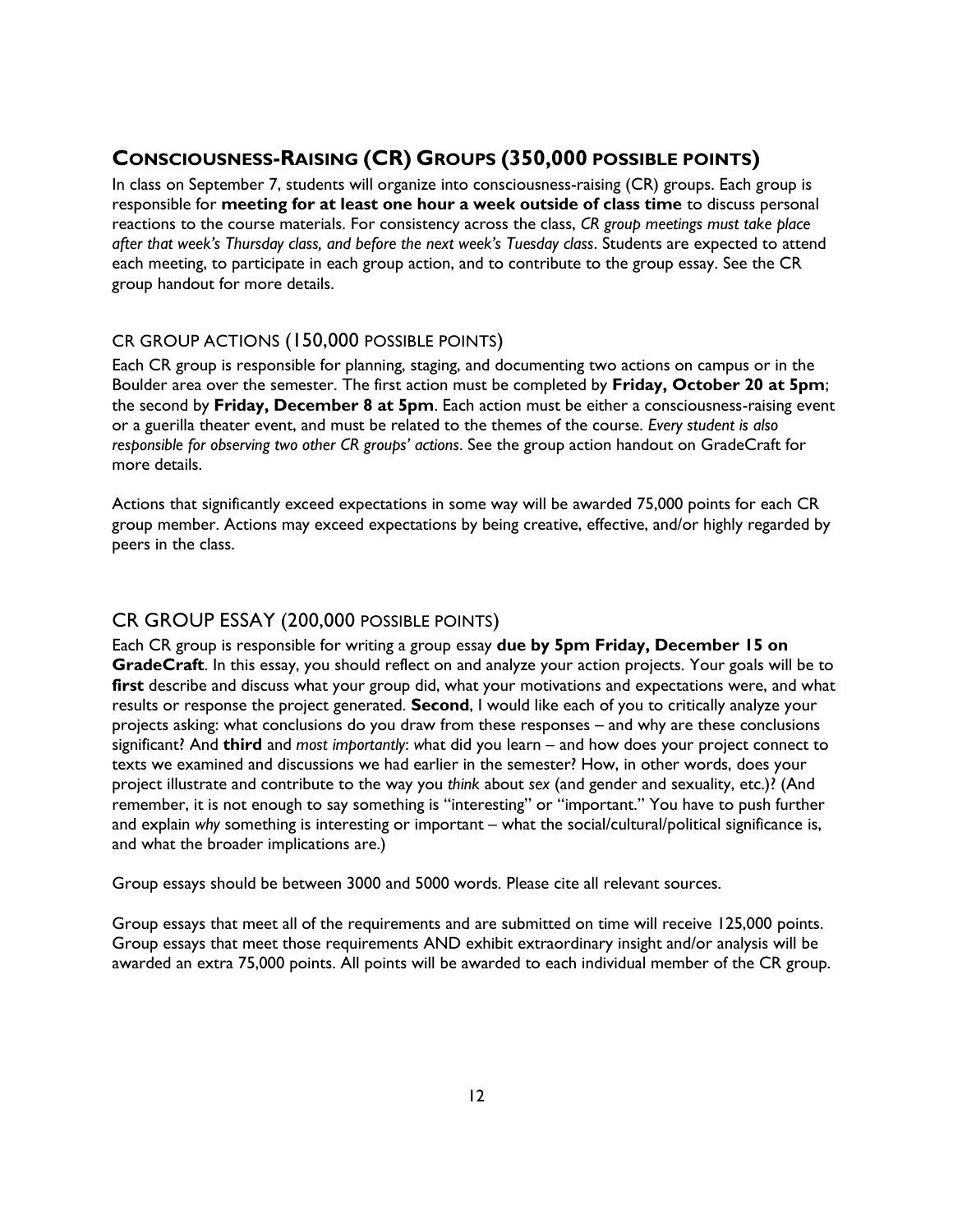## Consciousness-Raising (CR) Groups (350,000 possible points)

In class on September 7, students will organize into consciousness-raising (CR) groups. Each group is responsible for **meeting for at least one hour a week outside of class time** to discuss personal reactions to the course materials. For consistency across the class, *CR group meetings must take place after that week's Thursday class, and before the next week's Tuesday class*. Students are expected to attend each meeting, to participate in each group action, and to contribute to the group essay. See the CR group handout for more details.

### CR Group Actions (150,000 possible points)

Each CR group is responsible for planning, staging, and documenting two actions on campus or in the Boulder area over the semester. The first action must be completed by **Friday, October 20 at 5pm**; the second by **Friday, December 8 at 5pm**. Each action must be either a consciousness-raising event or a guerilla theater event, and must be related to the themes of the course. *Every student is also responsible for observing two other CR groups' actions*. See the group action handout on GradeCraft for more details.

Actions that significantly exceed expectations in some way will be awarded 75,000 points for each CR group member. Actions may exceed expectations by being creative, effective, and/or highly regarded by peers in the class.

### CR Group Essay (200,000 possible points)

Each CR group is responsible for writing a group essay **due by 5pm Friday, December 15 on GradeCraft**. In this essay, you should reflect on and analyze your action projects. Your goals will be to **first** describe and discuss what your group did, what your motivations and expectations were, and what results or response the project generated. **Second**, I would like each of you to critically analyze your projects asking: what conclusions do you draw from these responses – and why are these conclusions significant? And **third** and *most importantly*: what did you learn – and how does your project connect to texts we examined and discussions we had earlier in the semester? How, in other words, does your project illustrate and contribute to the way you *think* about *sex* (and gender and sexuality, etc.)? (And remember, it is not enough to say something is "interesting" or "important." You have to push further and explain *why* something is interesting or important – what the social/cultural/political significance is, and what the broader implications are.)

Group essays should be between 3000 and 5000 words. Please cite all relevant sources.

Group essays that meet all of the requirements and are submitted on time will receive 125,000 points. Group essays that meet those requirements AND exhibit extraordinary insight and/or analysis will be awarded an extra 75,000 points. All points will be awarded to each individual member of the CR group.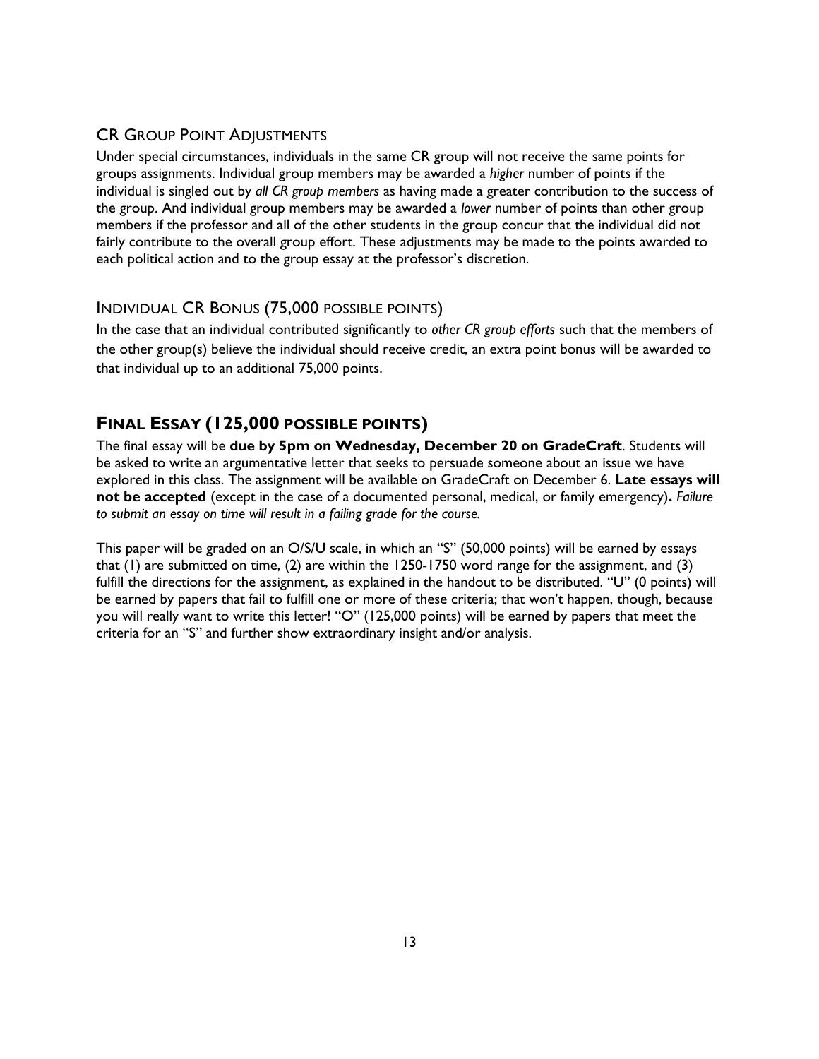### CR Group Point Adjustments

Under special circumstances, individuals in the same CR group will not receive the same points for groups assignments. Individual group members may be awarded a *higher* number of points if the individual is singled out by *all CR group members* as having made a greater contribution to the success of the group. And individual group members may be awarded a *lower* number of points than other group members if the professor and all of the other students in the group concur that the individual did not fairly contribute to the overall group effort. These adjustments may be made to the points awarded to each political action and to the group essay at the professor's discretion.

### Individual CR Bonus (75,000 possible points)

In the case that an individual contributed significantly to *other CR group efforts* such that the members of the other group(s) believe the individual should receive credit, an extra point bonus will be awarded to that individual up to an additional 75,000 points.

## Final Essay (125,000 possible points)

The final essay will be **due by 5pm on Wednesday, December 20 on GradeCraft**. Students will be asked to write an argumentative letter that seeks to persuade someone about an issue we have explored in this class. The assignment will be available on GradeCraft on December 6. **Late essays will not be accepted** (except in the case of a documented personal, medical, or family emergency)**.** *Failure to submit an essay on time will result in a failing grade for the course.*

This paper will be graded on an O/S/U scale, in which an "S" (50,000 points) will be earned by essays that (1) are submitted on time, (2) are within the 1250-1750 word range for the assignment, and (3) fulfill the directions for the assignment, as explained in the handout to be distributed. "U" (0 points) will be earned by papers that fail to fulfill one or more of these criteria; that won't happen, though, because you will really want to write this letter! "O" (125,000 points) will be earned by papers that meet the criteria for an "S" and further show extraordinary insight and/or analysis.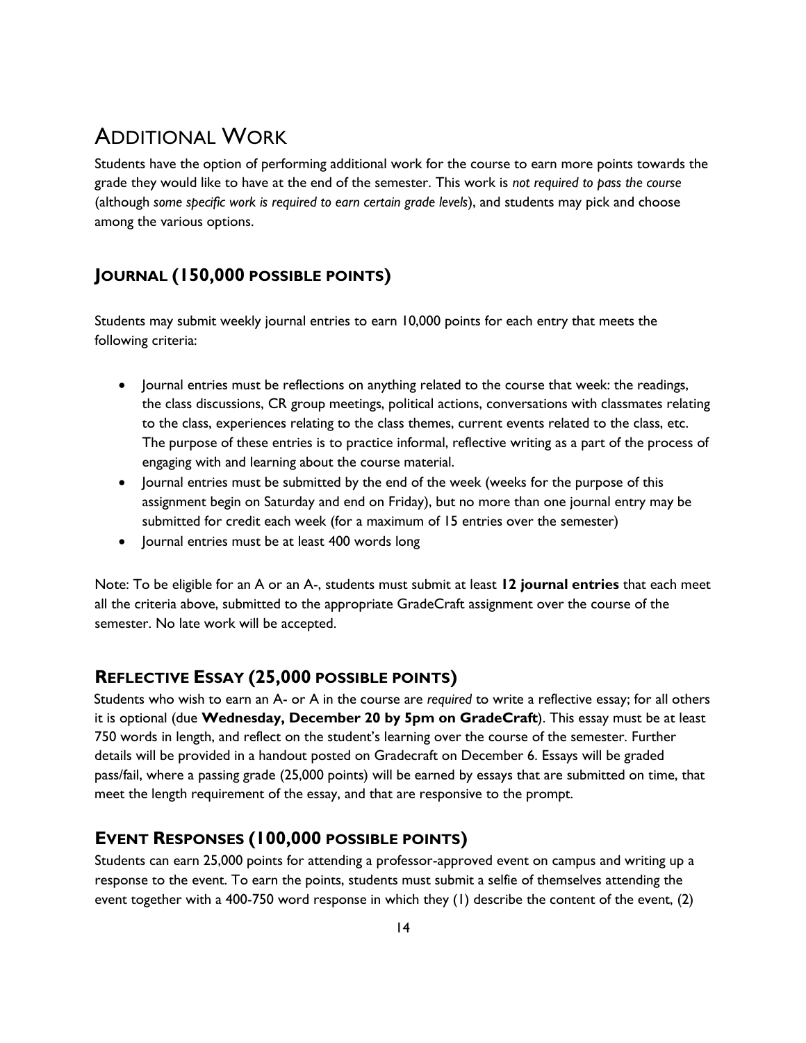# Additional Work

Students have the option of performing additional work for the course to earn more points towards the grade they would like to have at the end of the semester. This work is *not required to pass the course* (although *some specific work is required to earn certain grade levels*), and students may pick and choose among the various options.

## **Journal (150,000 possible points)**

Students may submit weekly journal entries to earn 10,000 points for each entry that meets the following criteria:

- Journal entries must be reflections on anything related to the course that week: the readings, the class discussions, CR group meetings, political actions, conversations with classmates relating to the class, experiences relating to the class themes, current events related to the class, etc. The purpose of these entries is to practice informal, reflective writing as a part of the process of engaging with and learning about the course material.
- Journal entries must be submitted by the end of the week (weeks for the purpose of this assignment begin on Saturday and end on Friday), but no more than one journal entry may be submitted for credit each week (for a maximum of 15 entries over the semester)
- Journal entries must be at least 400 words long

Note: To be eligible for an A or an A-, students must submit at least **12 journal entries** that each meet all the criteria above, submitted to the appropriate GradeCraft assignment over the course of the semester. No late work will be accepted.

## **Reflective Essay (25,000 possible points)**

Students who wish to earn an A- or A in the course are *required* to write a reflective essay; for all others it is optional (due **Wednesday, December 20 by 5pm on GradeCraft**). This essay must be at least 750 words in length, and reflect on the student's learning over the course of the semester. Further details will be provided in a handout posted on Gradecraft on December 6. Essays will be graded pass/fail, where a passing grade (25,000 points) will be earned by essays that are submitted on time, that meet the length requirement of the essay, and that are responsive to the prompt.

## **Event Responses (100,000 possible points)**

Students can earn 25,000 points for attending a professor-approved event on campus and writing up a response to the event. To earn the points, students must submit a selfie of themselves attending the event together with a 400-750 word response in which they (1) describe the content of the event, (2)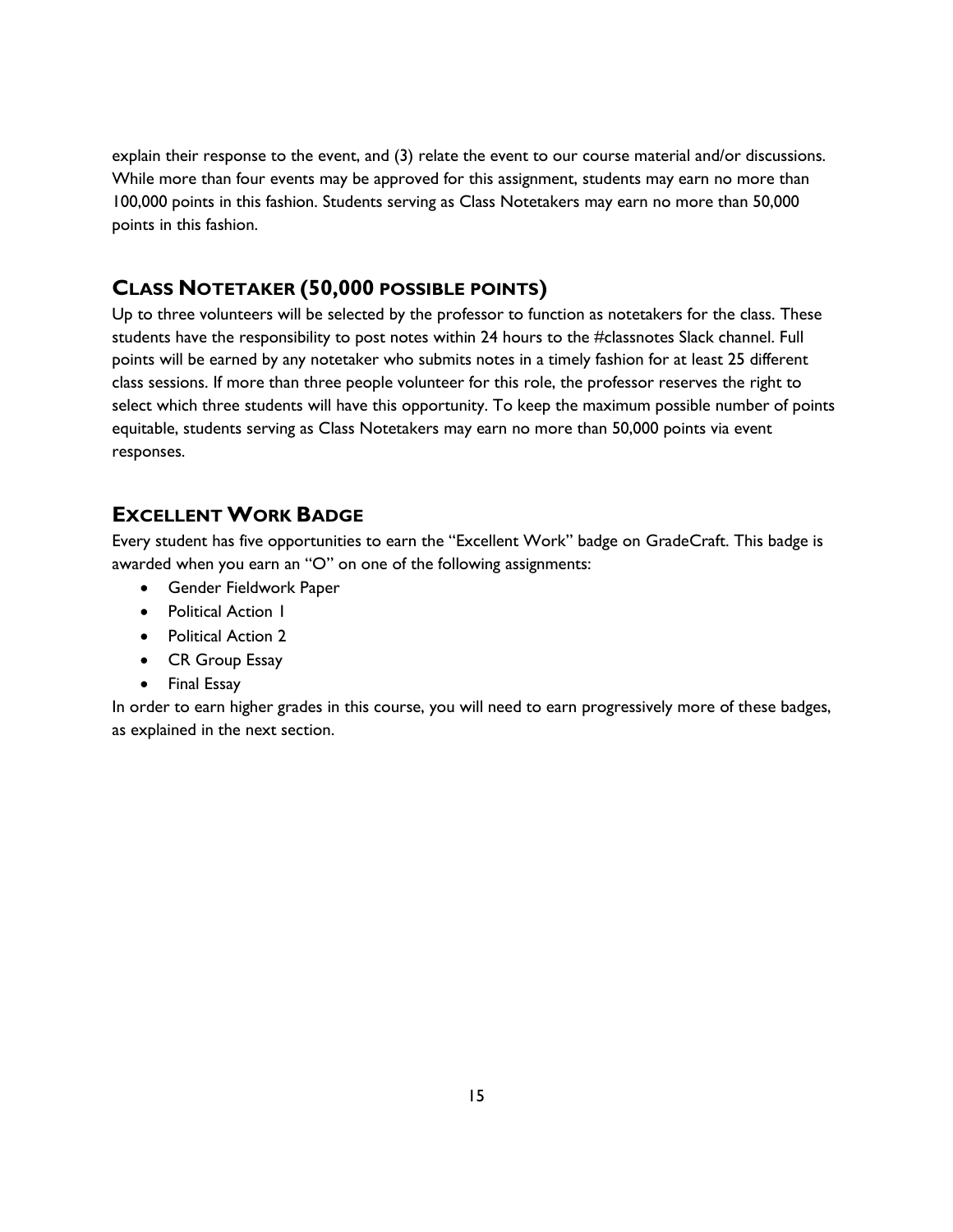explain their response to the event, and (3) relate the event to our course material and/or discussions. While more than four events may be approved for this assignment, students may earn no more than 100,000 points in this fashion. Students serving as Class Notetakers may earn no more than 50,000 points in this fashion.

## Class Notetaker (50,000 possible points)

Up to three volunteers will be selected by the professor to function as notetakers for the class. These students have the responsibility to post notes within 24 hours to the #classnotes Slack channel. Full points will be earned by any notetaker who submits notes in a timely fashion for at least 25 different class sessions. If more than three people volunteer for this role, the professor reserves the right to select which three students will have this opportunity. To keep the maximum possible number of points equitable, students serving as Class Notetakers may earn no more than 50,000 points via event responses.

## Excellent Work Badge

Every student has five opportunities to earn the "Excellent Work" badge on GradeCraft. This badge is awarded when you earn an "O" on one of the following assignments:

- Gender Fieldwork Paper
- Political Action 1
- Political Action 2
- CR Group Essay
- Final Essay

In order to earn higher grades in this course, you will need to earn progressively more of these badges, as explained in the next section.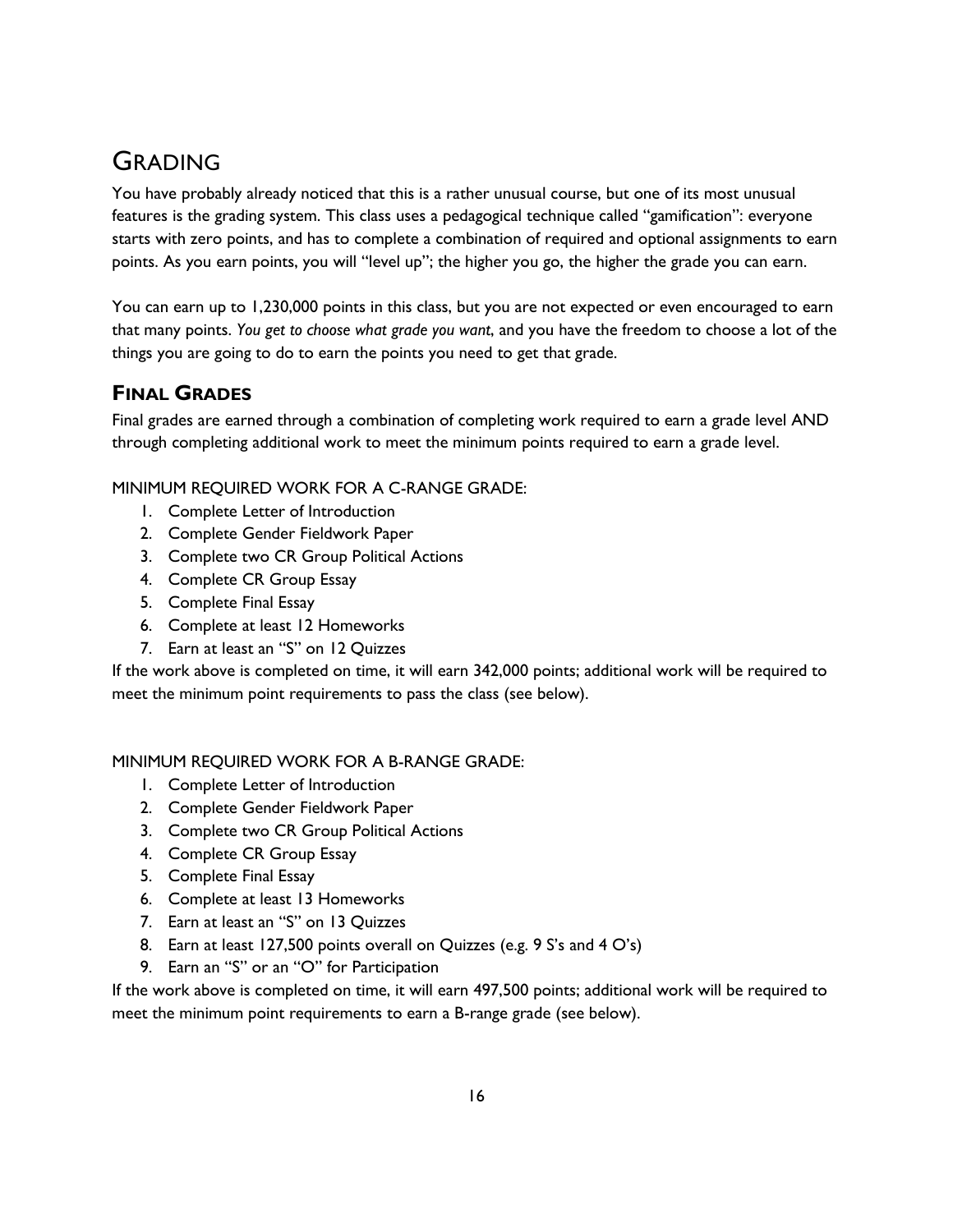# Grading

You have probably already noticed that this is a rather unusual course, but one of its most unusual features is the grading system. This class uses a pedagogical technique called "gamification": everyone starts with zero points, and has to complete a combination of required and optional assignments to earn points. As you earn points, you will "level up"; the higher you go, the higher the grade you can earn.

You can earn up to 1,230,000 points in this class, but you are not expected or even encouraged to earn that many points. *You get to choose what grade you want*, and you have the freedom to choose a lot of the things you are going to do to earn the points you need to get that grade.

## Final Grades

Final grades are earned through a combination of completing work required to earn a grade level AND through completing additional work to meet the minimum points required to earn a grade level.

MINIMUM REQUIRED WORK FOR A C-RANGE GRADE:

1. Complete Letter of Introduction
2. Complete Gender Fieldwork Paper
3. Complete two CR Group Political Actions
4. Complete CR Group Essay
5. Complete Final Essay
6. Complete at least 12 Homeworks
7. Earn at least an "S" on 12 Quizzes

If the work above is completed on time, it will earn 342,000 points; additional work will be required to meet the minimum point requirements to pass the class (see below).

MINIMUM REQUIRED WORK FOR A B-RANGE GRADE:

1. Complete Letter of Introduction
2. Complete Gender Fieldwork Paper
3. Complete two CR Group Political Actions
4. Complete CR Group Essay
5. Complete Final Essay
6. Complete at least 13 Homeworks
7. Earn at least an "S" on 13 Quizzes
8. Earn at least 127,500 points overall on Quizzes (e.g. 9 S's and 4 O's)
9. Earn an "S" or an "O" for Participation

If the work above is completed on time, it will earn 497,500 points; additional work will be required to meet the minimum point requirements to earn a B-range grade (see below).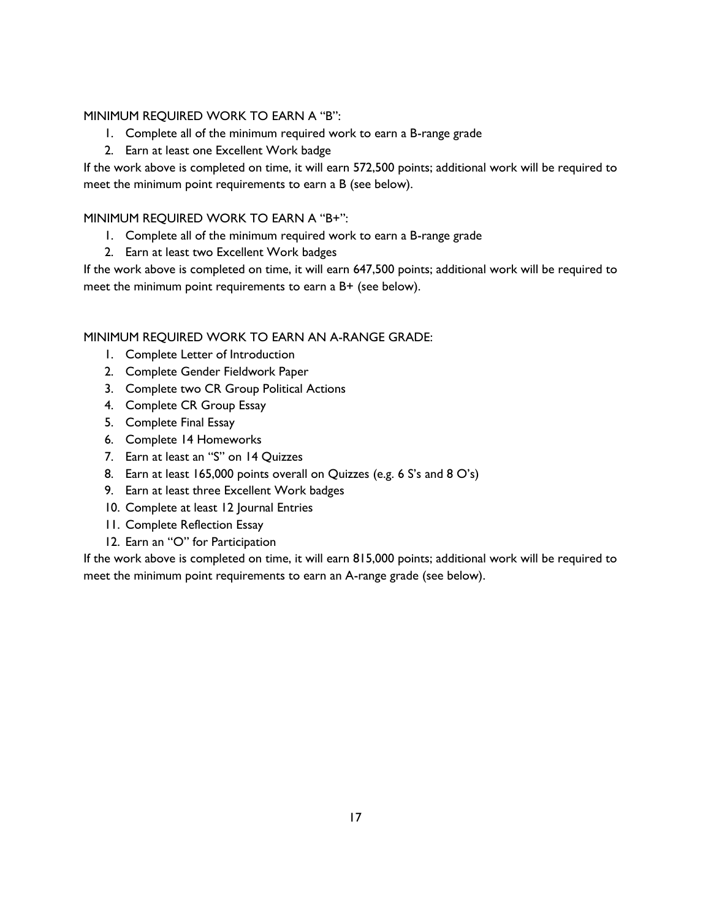MINIMUM REQUIRED WORK TO EARN A "B":

1. Complete all of the minimum required work to earn a B-range grade
2. Earn at least one Excellent Work badge

If the work above is completed on time, it will earn 572,500 points; additional work will be required to meet the minimum point requirements to earn a B (see below).

MINIMUM REQUIRED WORK TO EARN A "B+":

1. Complete all of the minimum required work to earn a B-range grade
2. Earn at least two Excellent Work badges

If the work above is completed on time, it will earn 647,500 points; additional work will be required to meet the minimum point requirements to earn a B+ (see below).

MINIMUM REQUIRED WORK TO EARN AN A-RANGE GRADE:

1. Complete Letter of Introduction
2. Complete Gender Fieldwork Paper
3. Complete two CR Group Political Actions
4. Complete CR Group Essay
5. Complete Final Essay
6. Complete 14 Homeworks
7. Earn at least an "S" on 14 Quizzes
8. Earn at least 165,000 points overall on Quizzes (e.g. 6 S's and 8 O's)
9. Earn at least three Excellent Work badges
10. Complete at least 12 Journal Entries
11. Complete Reflection Essay
12. Earn an "O" for Participation

If the work above is completed on time, it will earn 815,000 points; additional work will be required to meet the minimum point requirements to earn an A-range grade (see below).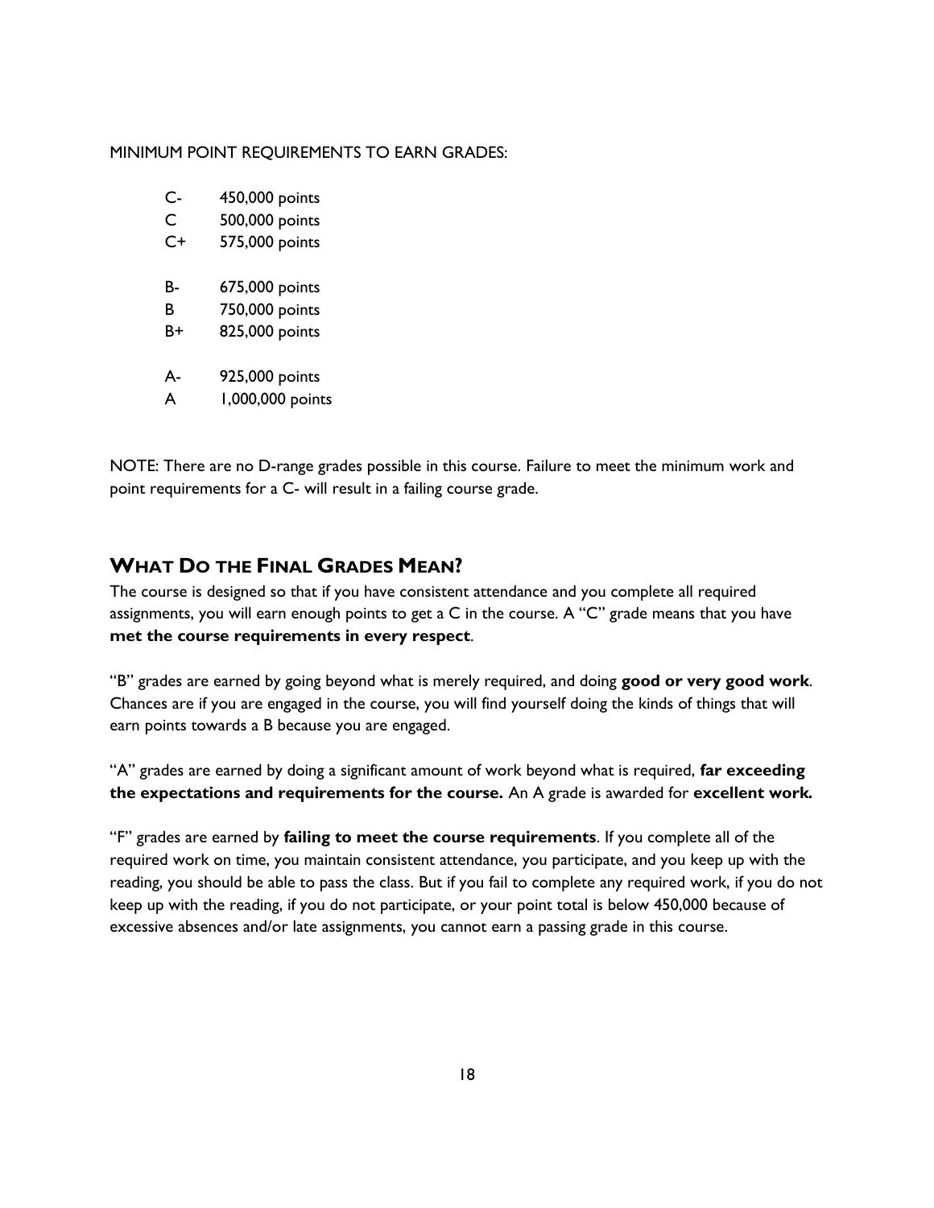MINIMUM POINT REQUIREMENTS TO EARN GRADES:

| | |
|---|---|
| C- | 450,000 points |
| C | 500,000 points |
| C+ | 575,000 points |
| B- | 675,000 points |
| B | 750,000 points |
| B+ | 825,000 points |
| A- | 925,000 points |
| A | 1,000,000 points |

NOTE: There are no D-range grades possible in this course. Failure to meet the minimum work and point requirements for a C- will result in a failing course grade.

## WHAT DO THE FINAL GRADES MEAN?

The course is designed so that if you have consistent attendance and you complete all required assignments, you will earn enough points to get a C in the course. A "C" grade means that you have **met the course requirements in every respect**.

"B" grades are earned by going beyond what is merely required, and doing **good or very good work**. Chances are if you are engaged in the course, you will find yourself doing the kinds of things that will earn points towards a B because you are engaged.

"A" grades are earned by doing a significant amount of work beyond what is required, **far exceeding the expectations and requirements for the course.** An A grade is awarded for **excellent work.**

"F" grades are earned by **failing to meet the course requirements**. If you complete all of the required work on time, you maintain consistent attendance, you participate, and you keep up with the reading, you should be able to pass the class. But if you fail to complete any required work, if you do not keep up with the reading, if you do not participate, or your point total is below 450,000 because of excessive absences and/or late assignments, you cannot earn a passing grade in this course.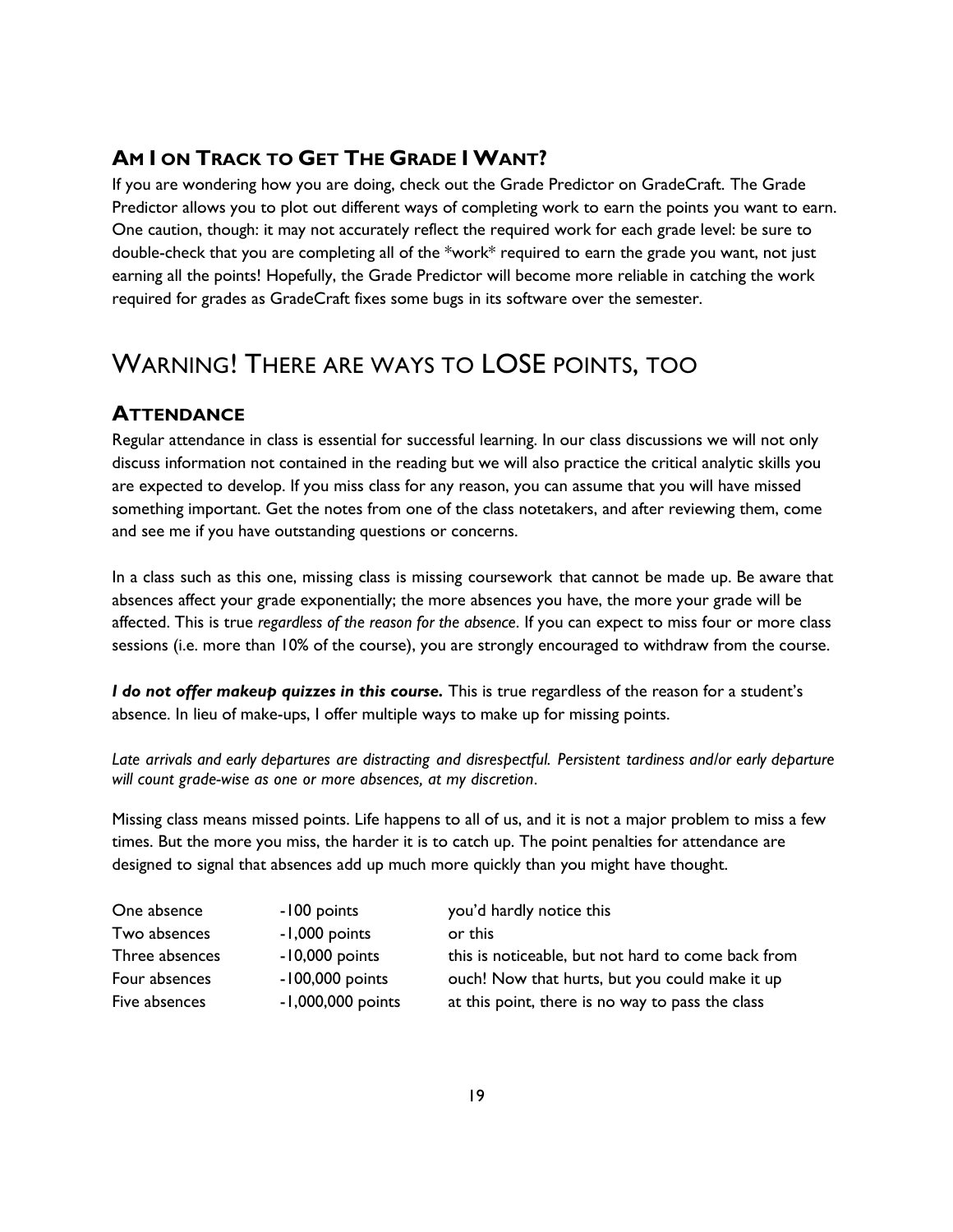### Am I on Track to Get The Grade I Want?

If you are wondering how you are doing, check out the Grade Predictor on GradeCraft. The Grade Predictor allows you to plot out different ways of completing work to earn the points you want to earn. One caution, though: it may not accurately reflect the required work for each grade level: be sure to double-check that you are completing all of the *work* required to earn the grade you want, not just earning all the points! Hopefully, the Grade Predictor will become more reliable in catching the work required for grades as GradeCraft fixes some bugs in its software over the semester.

## Warning! There are ways to LOSE points, too

### Attendance

Regular attendance in class is essential for successful learning. In our class discussions we will not only discuss information not contained in the reading but we will also practice the critical analytic skills you are expected to develop. If you miss class for any reason, you can assume that you will have missed something important. Get the notes from one of the class notetakers, and after reviewing them, come and see me if you have outstanding questions or concerns.

In a class such as this one, missing class is missing coursework that cannot be made up. Be aware that absences affect your grade exponentially; the more absences you have, the more your grade will be affected. This is true *regardless of the reason for the absence*. If you can expect to miss four or more class sessions (i.e. more than 10% of the course), you are strongly encouraged to withdraw from the course.

***I do not offer makeup quizzes in this course.*** This is true regardless of the reason for a student's absence. In lieu of make-ups, I offer multiple ways to make up for missing points.

*Late arrivals and early departures are distracting and disrespectful. Persistent tardiness and/or early departure will count grade-wise as one or more absences, at my discretion.*

Missing class means missed points. Life happens to all of us, and it is not a major problem to miss a few times. But the more you miss, the harder it is to catch up. The point penalties for attendance are designed to signal that absences add up much more quickly than you might have thought.

| | | |
|---|---|---|
| One absence | -100 points | you'd hardly notice this |
| Two absences | -1,000 points | or this |
| Three absences | -10,000 points | this is noticeable, but not hard to come back from |
| Four absences | -100,000 points | ouch! Now that hurts, but you could make it up |
| Five absences | -1,000,000 points | at this point, there is no way to pass the class |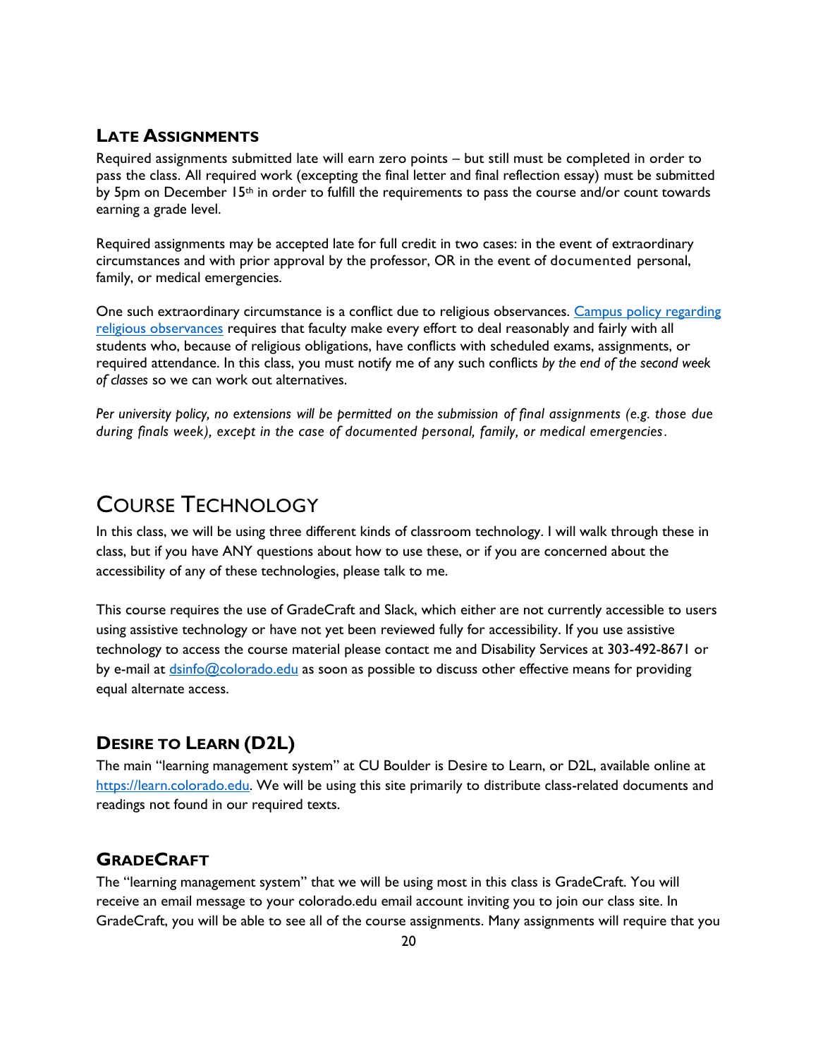### Late Assignments

Required assignments submitted late will earn zero points – but still must be completed in order to pass the class. All required work (excepting the final letter and final reflection essay) must be submitted by 5pm on December 15th in order to fulfill the requirements to pass the course and/or count towards earning a grade level.

Required assignments may be accepted late for full credit in two cases: in the event of extraordinary circumstances and with prior approval by the professor, OR in the event of documented personal, family, or medical emergencies.

One such extraordinary circumstance is a conflict due to religious observances. [Campus policy regarding religious observances] requires that faculty make every effort to deal reasonably and fairly with all students who, because of religious obligations, have conflicts with scheduled exams, assignments, or required attendance. In this class, you must notify me of any such conflicts *by the end of the second week of classes* so we can work out alternatives.

*Per university policy, no extensions will be permitted on the submission of final assignments (e.g. those due during finals week), except in the case of documented personal, family, or medical emergencies.*

## Course Technology

In this class, we will be using three different kinds of classroom technology. I will walk through these in class, but if you have ANY questions about how to use these, or if you are concerned about the accessibility of any of these technologies, please talk to me.

This course requires the use of GradeCraft and Slack, which either are not currently accessible to users using assistive technology or have not yet been reviewed fully for accessibility. If you use assistive technology to access the course material please contact me and Disability Services at 303-492-8671 or by e-mail at dsinfo@colorado.edu as soon as possible to discuss other effective means for providing equal alternate access.

### Desire to Learn (D2L)

The main "learning management system" at CU Boulder is Desire to Learn, or D2L, available online at https://learn.colorado.edu. We will be using this site primarily to distribute class-related documents and readings not found in our required texts.

### GradeCraft

The "learning management system" that we will be using most in this class is GradeCraft. You will receive an email message to your colorado.edu email account inviting you to join our class site. In GradeCraft, you will be able to see all of the course assignments. Many assignments will require that you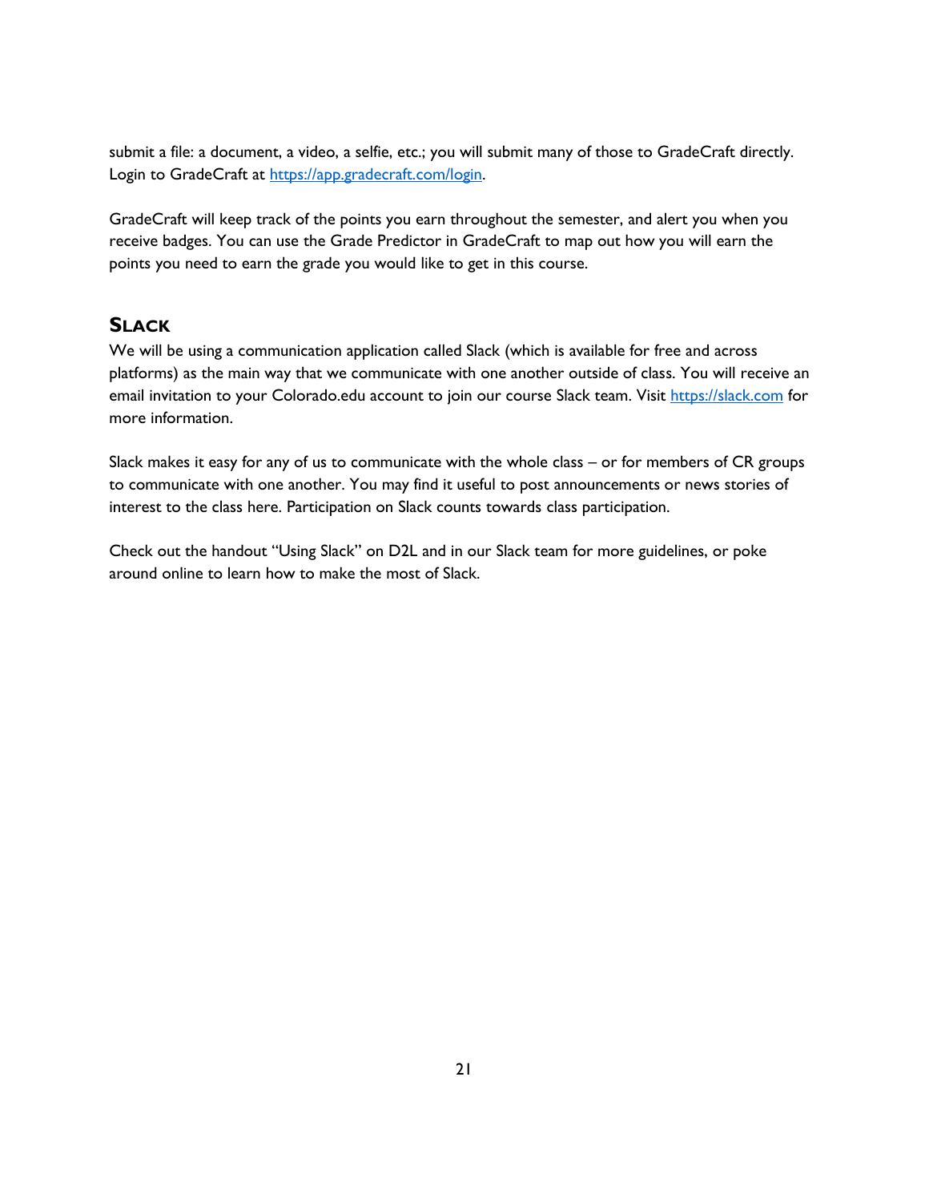submit a file: a document, a video, a selfie, etc.; you will submit many of those to GradeCraft directly. Login to GradeCraft at [https://app.gradecraft.com/login](https://app.gradecraft.com/login).

GradeCraft will keep track of the points you earn throughout the semester, and alert you when you receive badges. You can use the Grade Predictor in GradeCraft to map out how you will earn the points you need to earn the grade you would like to get in this course.

## Slack

We will be using a communication application called Slack (which is available for free and across platforms) as the main way that we communicate with one another outside of class. You will receive an email invitation to your Colorado.edu account to join our course Slack team. Visit [https://slack.com](https://slack.com) for more information.

Slack makes it easy for any of us to communicate with the whole class – or for members of CR groups to communicate with one another. You may find it useful to post announcements or news stories of interest to the class here. Participation on Slack counts towards class participation.

Check out the handout "Using Slack" on D2L and in our Slack team for more guidelines, or poke around online to learn how to make the most of Slack.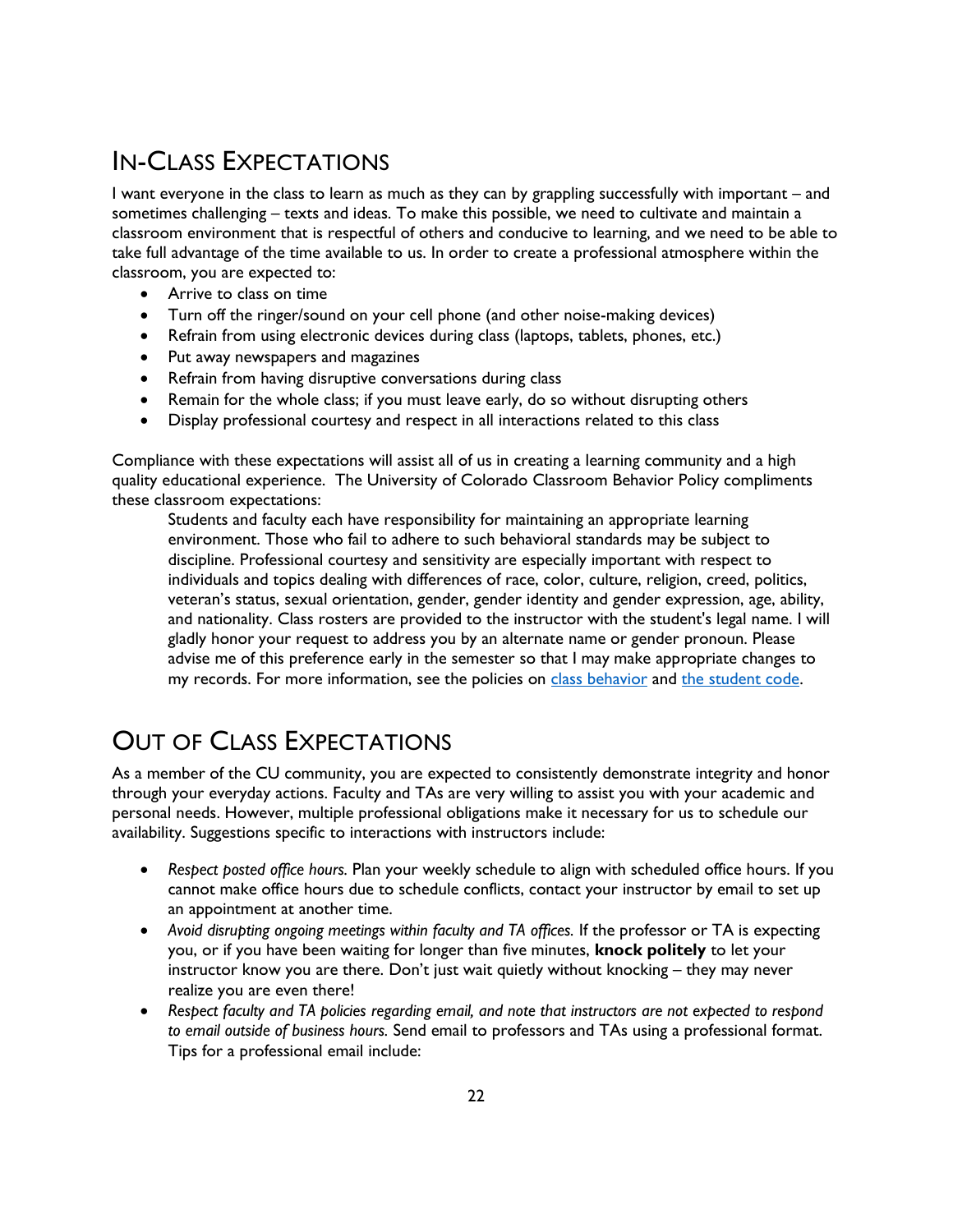## IN-CLASS EXPECTATIONS

I want everyone in the class to learn as much as they can by grappling successfully with important – and sometimes challenging – texts and ideas. To make this possible, we need to cultivate and maintain a classroom environment that is respectful of others and conducive to learning, and we need to be able to take full advantage of the time available to us. In order to create a professional atmosphere within the classroom, you are expected to:

- Arrive to class on time
- Turn off the ringer/sound on your cell phone (and other noise-making devices)
- Refrain from using electronic devices during class (laptops, tablets, phones, etc.)
- Put away newspapers and magazines
- Refrain from having disruptive conversations during class
- Remain for the whole class; if you must leave early, do so without disrupting others
- Display professional courtesy and respect in all interactions related to this class

Compliance with these expectations will assist all of us in creating a learning community and a high quality educational experience. The University of Colorado Classroom Behavior Policy compliments these classroom expectations:

> Students and faculty each have responsibility for maintaining an appropriate learning environment. Those who fail to adhere to such behavioral standards may be subject to discipline. Professional courtesy and sensitivity are especially important with respect to individuals and topics dealing with differences of race, color, culture, religion, creed, politics, veteran's status, sexual orientation, gender, gender identity and gender expression, age, ability, and nationality. Class rosters are provided to the instructor with the student's legal name. I will gladly honor your request to address you by an alternate name or gender pronoun. Please advise me of this preference early in the semester so that I may make appropriate changes to my records. For more information, see the policies on class behavior and the student code.

## OUT OF CLASS EXPECTATIONS

As a member of the CU community, you are expected to consistently demonstrate integrity and honor through your everyday actions. Faculty and TAs are very willing to assist you with your academic and personal needs. However, multiple professional obligations make it necessary for us to schedule our availability. Suggestions specific to interactions with instructors include:

- *Respect posted office hours.* Plan your weekly schedule to align with scheduled office hours. If you cannot make office hours due to schedule conflicts, contact your instructor by email to set up an appointment at another time.
- *Avoid disrupting ongoing meetings within faculty and TA offices.* If the professor or TA is expecting you, or if you have been waiting for longer than five minutes, **knock politely** to let your instructor know you are there. Don't just wait quietly without knocking – they may never realize you are even there!
- *Respect faculty and TA policies regarding email, and note that instructors are not expected to respond to email outside of business hours.* Send email to professors and TAs using a professional format. Tips for a professional email include: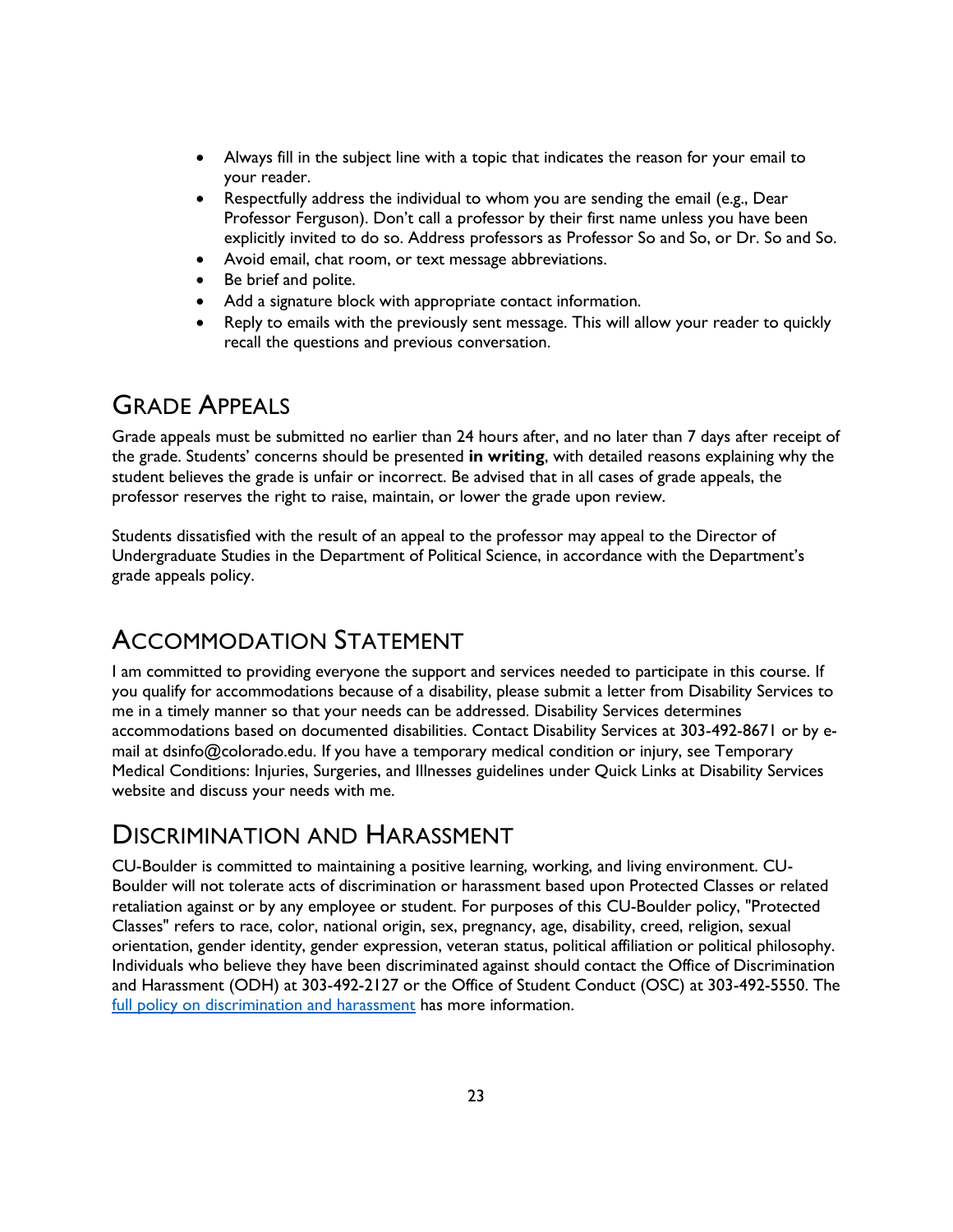- Always fill in the subject line with a topic that indicates the reason for your email to your reader.
- Respectfully address the individual to whom you are sending the email (e.g., Dear Professor Ferguson). Don't call a professor by their first name unless you have been explicitly invited to do so. Address professors as Professor So and So, or Dr. So and So.
- Avoid email, chat room, or text message abbreviations.
- Be brief and polite.
- Add a signature block with appropriate contact information.
- Reply to emails with the previously sent message. This will allow your reader to quickly recall the questions and previous conversation.

## Grade Appeals

Grade appeals must be submitted no earlier than 24 hours after, and no later than 7 days after receipt of the grade. Students' concerns should be presented **in writing**, with detailed reasons explaining why the student believes the grade is unfair or incorrect. Be advised that in all cases of grade appeals, the professor reserves the right to raise, maintain, or lower the grade upon review.

Students dissatisfied with the result of an appeal to the professor may appeal to the Director of Undergraduate Studies in the Department of Political Science, in accordance with the Department's grade appeals policy.

## Accommodation Statement

I am committed to providing everyone the support and services needed to participate in this course. If you qualify for accommodations because of a disability, please submit a letter from Disability Services to me in a timely manner so that your needs can be addressed. Disability Services determines accommodations based on documented disabilities. Contact Disability Services at 303-492-8671 or by e-mail at dsinfo@colorado.edu. If you have a temporary medical condition or injury, see Temporary Medical Conditions: Injuries, Surgeries, and Illnesses guidelines under Quick Links at Disability Services website and discuss your needs with me.

## Discrimination and Harassment

CU-Boulder is committed to maintaining a positive learning, working, and living environment. CU-Boulder will not tolerate acts of discrimination or harassment based upon Protected Classes or related retaliation against or by any employee or student. For purposes of this CU-Boulder policy, "Protected Classes" refers to race, color, national origin, sex, pregnancy, age, disability, creed, religion, sexual orientation, gender identity, gender expression, veteran status, political affiliation or political philosophy. Individuals who believe they have been discriminated against should contact the Office of Discrimination and Harassment (ODH) at 303-492-2127 or the Office of Student Conduct (OSC) at 303-492-5550. The full policy on discrimination and harassment has more information.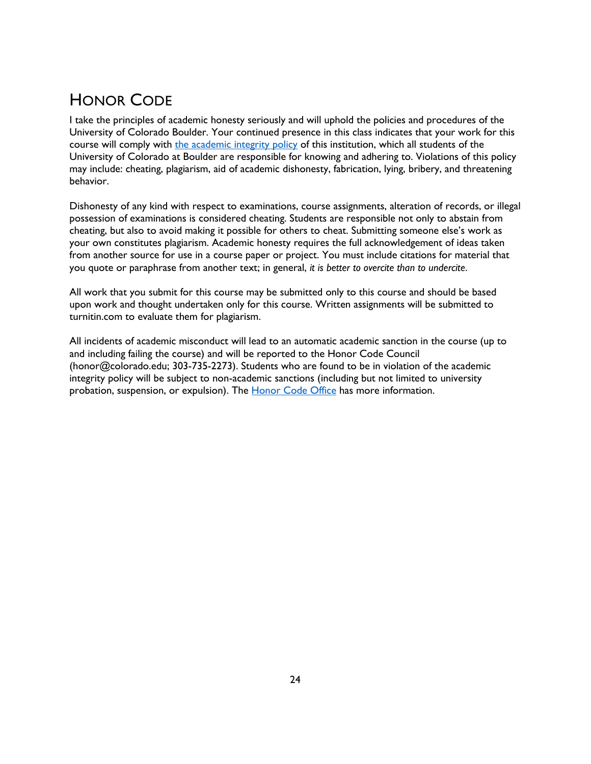# HONOR CODE

I take the principles of academic honesty seriously and will uphold the policies and procedures of the University of Colorado Boulder. Your continued presence in this class indicates that your work for this course will comply with [the academic integrity policy]() of this institution, which all students of the University of Colorado at Boulder are responsible for knowing and adhering to. Violations of this policy may include: cheating, plagiarism, aid of academic dishonesty, fabrication, lying, bribery, and threatening behavior.

Dishonesty of any kind with respect to examinations, course assignments, alteration of records, or illegal possession of examinations is considered cheating. Students are responsible not only to abstain from cheating, but also to avoid making it possible for others to cheat. Submitting someone else's work as your own constitutes plagiarism. Academic honesty requires the full acknowledgement of ideas taken from another source for use in a course paper or project. You must include citations for material that you quote or paraphrase from another text; in general, *it is better to overcite than to undercite*.

All work that you submit for this course may be submitted only to this course and should be based upon work and thought undertaken only for this course. Written assignments will be submitted to turnitin.com to evaluate them for plagiarism.

All incidents of academic misconduct will lead to an automatic academic sanction in the course (up to and including failing the course) and will be reported to the Honor Code Council (honor@colorado.edu; 303-735-2273). Students who are found to be in violation of the academic integrity policy will be subject to non-academic sanctions (including but not limited to university probation, suspension, or expulsion). The [Honor Code Office]() has more information.